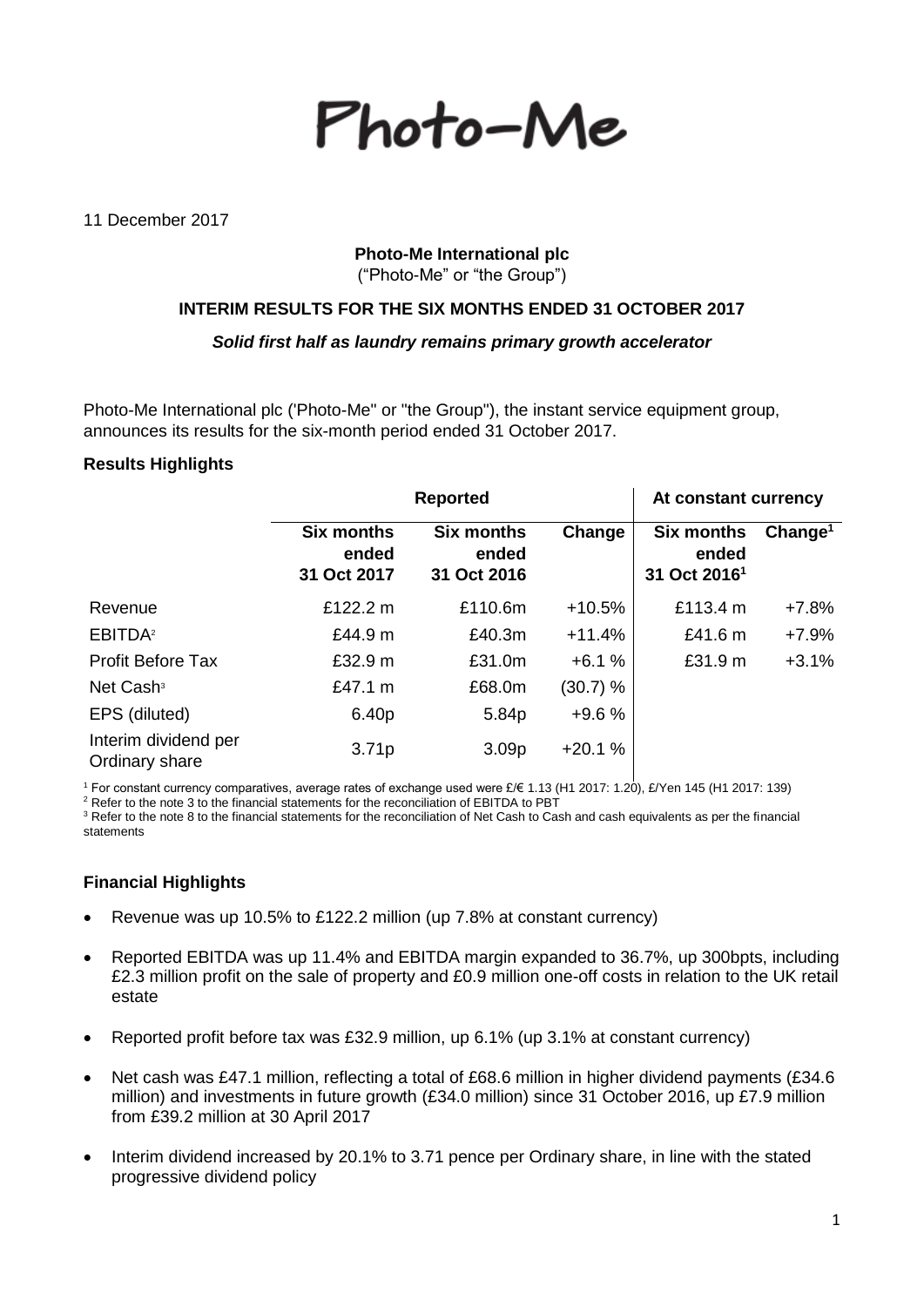# Photo-Me

11 December 2017

**Photo-Me International plc**
("Photo-Me" or "the Group")

**INTERIM RESULTS FOR THE SIX MONTHS ENDED 31 OCTOBER 2017**

***Solid first half as laundry remains primary growth accelerator***

Photo-Me International plc ('Photo-Me" or "the Group"), the instant service equipment group, announces its results for the six-month period ended 31 October 2017.

**Results Highlights**

| | Reported | | | At constant currency | |
|---|---|---|---|---|---|
| | **Six months ended 31 Oct 2017** | **Six months ended 31 Oct 2016** | **Change** | **Six months ended 31 Oct 2016[1]** | **Change[1]** |
| Revenue | £122.2 m | £110.6m | +10.5% | £113.4 m | +7.8% |
| EBITDA[2] | £44.9 m | £40.3m | +11.4% | £41.6 m | +7.9% |
| Profit Before Tax | £32.9 m | £31.0m | +6.1 % | £31.9 m | +3.1% |
| Net Cash[3] | £47.1 m | £68.0m | (30.7) % | | |
| EPS (diluted) | 6.40p | 5.84p | +9.6 % | | |
| Interim dividend per Ordinary share | 3.71p | 3.09p | +20.1 % | | |

[1] For constant currency comparatives, average rates of exchange used were £/€ 1.13 (H1 2017: 1.20), £/Yen 145 (H1 2017: 139)
[2] Refer to the note 3 to the financial statements for the reconciliation of EBITDA to PBT
[3] Refer to the note 8 to the financial statements for the reconciliation of Net Cash to Cash and cash equivalents as per the financial statements

**Financial Highlights**

- Revenue was up 10.5% to £122.2 million (up 7.8% at constant currency)
- Reported EBITDA was up 11.4% and EBITDA margin expanded to 36.7%, up 300bpts, including £2.3 million profit on the sale of property and £0.9 million one-off costs in relation to the UK retail estate
- Reported profit before tax was £32.9 million, up 6.1% (up 3.1% at constant currency)
- Net cash was £47.1 million, reflecting a total of £68.6 million in higher dividend payments (£34.6 million) and investments in future growth (£34.0 million) since 31 October 2016, up £7.9 million from £39.2 million at 30 April 2017
- Interim dividend increased by 20.1% to 3.71 pence per Ordinary share, in line with the stated progressive dividend policy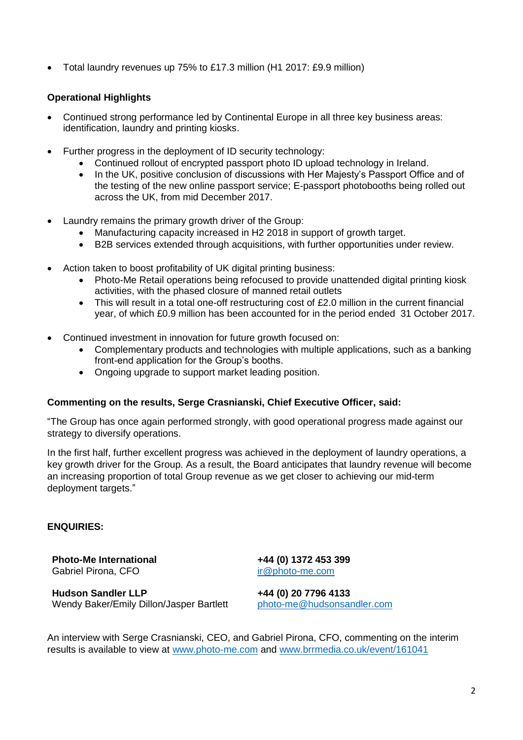- Total laundry revenues up 75% to £17.3 million (H1 2017: £9.9 million)

**Operational Highlights**

- Continued strong performance led by Continental Europe in all three key business areas: identification, laundry and printing kiosks.
- Further progress in the deployment of ID security technology:
    - Continued rollout of encrypted passport photo ID upload technology in Ireland.
    - In the UK, positive conclusion of discussions with Her Majesty's Passport Office and of the testing of the new online passport service; E-passport photobooths being rolled out across the UK, from mid December 2017.
- Laundry remains the primary growth driver of the Group:
    - Manufacturing capacity increased in H2 2018 in support of growth target.
    - B2B services extended through acquisitions, with further opportunities under review.
- Action taken to boost profitability of UK digital printing business:
    - Photo-Me Retail operations being refocused to provide unattended digital printing kiosk activities, with the phased closure of manned retail outlets
    - This will result in a total one-off restructuring cost of £2.0 million in the current financial year, of which £0.9 million has been accounted for in the period ended 31 October 2017.
- Continued investment in innovation for future growth focused on:
    - Complementary products and technologies with multiple applications, such as a banking front-end application for the Group's booths.
    - Ongoing upgrade to support market leading position.

**Commenting on the results, Serge Crasnianski, Chief Executive Officer, said:**

"The Group has once again performed strongly, with good operational progress made against our strategy to diversify operations.

In the first half, further excellent progress was achieved in the deployment of laundry operations, a key growth driver for the Group. As a result, the Board anticipates that laundry revenue will become an increasing proportion of total Group revenue as we get closer to achieving our mid-term deployment targets."

**ENQUIRIES:**

| | |
|---|---|
| **Photo-Me International**<br>Gabriel Pirona, CFO | **+44 (0) 1372 453 399**<br>ir@photo-me.com |
| **Hudson Sandler LLP**<br>Wendy Baker/Emily Dillon/Jasper Bartlett | **+44 (0) 20 7796 4133**<br>photo-me@hudsonsandler.com |

An interview with Serge Crasnianski, CEO, and Gabriel Pirona, CFO, commenting on the interim results is available to view at www.photo-me.com and www.brrmedia.co.uk/event/161041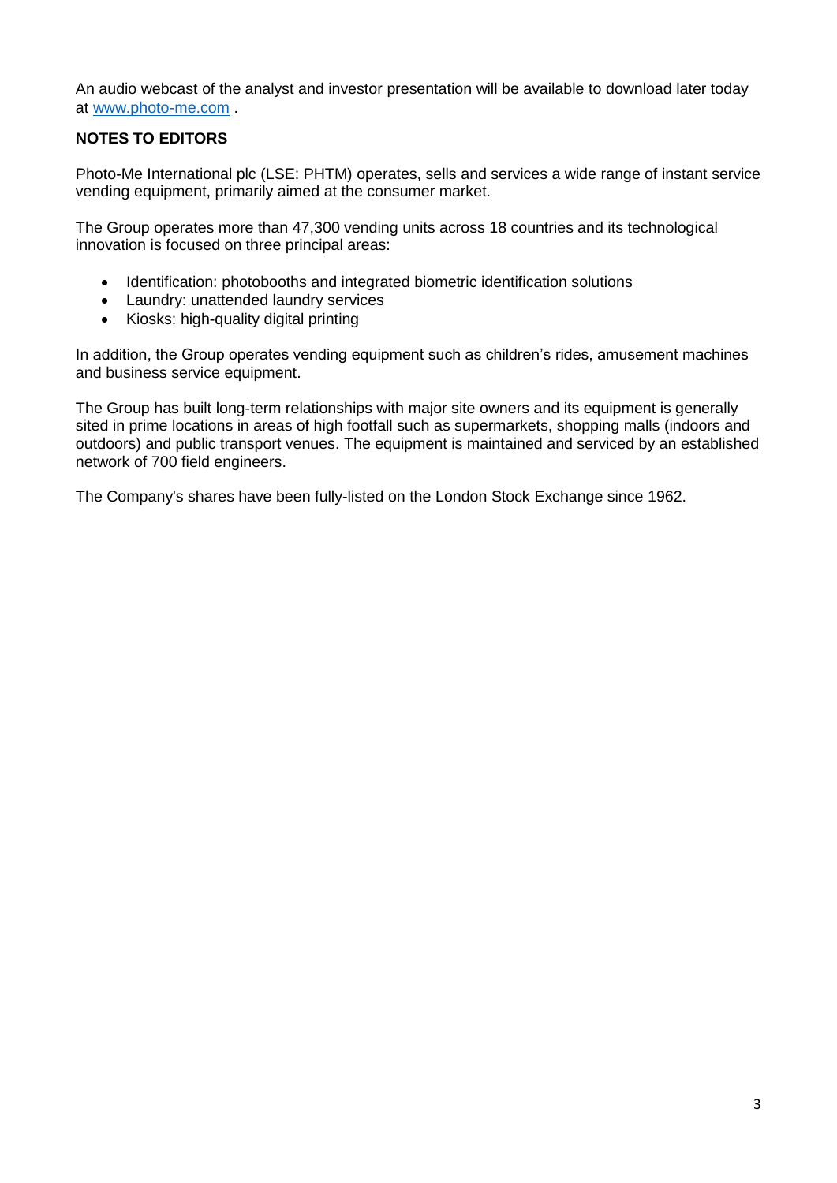An audio webcast of the analyst and investor presentation will be available to download later today at [www.photo-me.com](www.photo-me.com) .

**NOTES TO EDITORS**

Photo-Me International plc (LSE: PHTM) operates, sells and services a wide range of instant service vending equipment, primarily aimed at the consumer market.

The Group operates more than 47,300 vending units across 18 countries and its technological innovation is focused on three principal areas:

- Identification: photobooths and integrated biometric identification solutions
- Laundry: unattended laundry services
- Kiosks: high-quality digital printing

In addition, the Group operates vending equipment such as children's rides, amusement machines and business service equipment.

The Group has built long-term relationships with major site owners and its equipment is generally sited in prime locations in areas of high footfall such as supermarkets, shopping malls (indoors and outdoors) and public transport venues. The equipment is maintained and serviced by an established network of 700 field engineers.

The Company's shares have been fully-listed on the London Stock Exchange since 1962.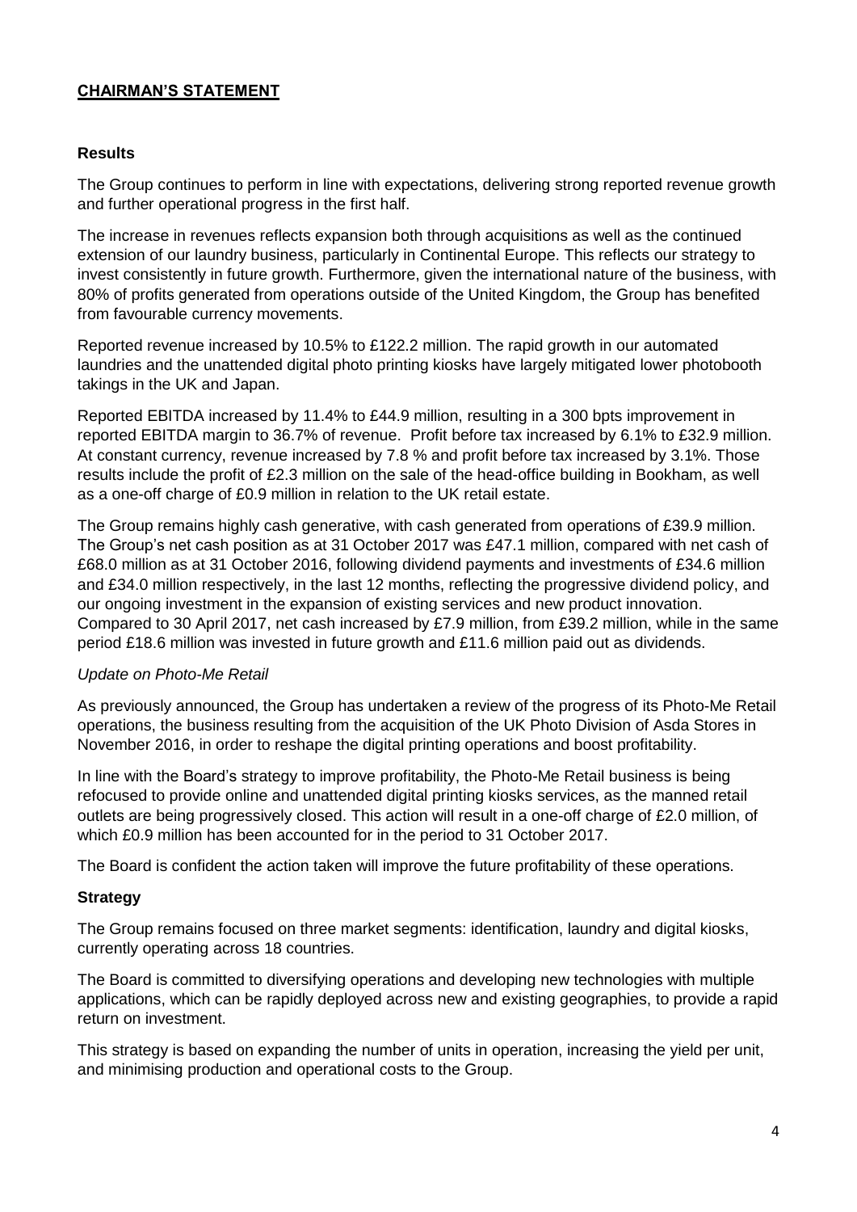## CHAIRMAN'S STATEMENT

### Results

The Group continues to perform in line with expectations, delivering strong reported revenue growth and further operational progress in the first half.

The increase in revenues reflects expansion both through acquisitions as well as the continued extension of our laundry business, particularly in Continental Europe. This reflects our strategy to invest consistently in future growth. Furthermore, given the international nature of the business, with 80% of profits generated from operations outside of the United Kingdom, the Group has benefited from favourable currency movements.

Reported revenue increased by 10.5% to £122.2 million. The rapid growth in our automated laundries and the unattended digital photo printing kiosks have largely mitigated lower photobooth takings in the UK and Japan.

Reported EBITDA increased by 11.4% to £44.9 million, resulting in a 300 bpts improvement in reported EBITDA margin to 36.7% of revenue. Profit before tax increased by 6.1% to £32.9 million. At constant currency, revenue increased by 7.8 % and profit before tax increased by 3.1%. Those results include the profit of £2.3 million on the sale of the head-office building in Bookham, as well as a one-off charge of £0.9 million in relation to the UK retail estate.

The Group remains highly cash generative, with cash generated from operations of £39.9 million. The Group's net cash position as at 31 October 2017 was £47.1 million, compared with net cash of £68.0 million as at 31 October 2016, following dividend payments and investments of £34.6 million and £34.0 million respectively, in the last 12 months, reflecting the progressive dividend policy, and our ongoing investment in the expansion of existing services and new product innovation. Compared to 30 April 2017, net cash increased by £7.9 million, from £39.2 million, while in the same period £18.6 million was invested in future growth and £11.6 million paid out as dividends.

*Update on Photo-Me Retail*

As previously announced, the Group has undertaken a review of the progress of its Photo-Me Retail operations, the business resulting from the acquisition of the UK Photo Division of Asda Stores in November 2016, in order to reshape the digital printing operations and boost profitability.

In line with the Board's strategy to improve profitability, the Photo-Me Retail business is being refocused to provide online and unattended digital printing kiosks services, as the manned retail outlets are being progressively closed. This action will result in a one-off charge of £2.0 million, of which £0.9 million has been accounted for in the period to 31 October 2017.

The Board is confident the action taken will improve the future profitability of these operations.

### Strategy

The Group remains focused on three market segments: identification, laundry and digital kiosks, currently operating across 18 countries.

The Board is committed to diversifying operations and developing new technologies with multiple applications, which can be rapidly deployed across new and existing geographies, to provide a rapid return on investment.

This strategy is based on expanding the number of units in operation, increasing the yield per unit, and minimising production and operational costs to the Group.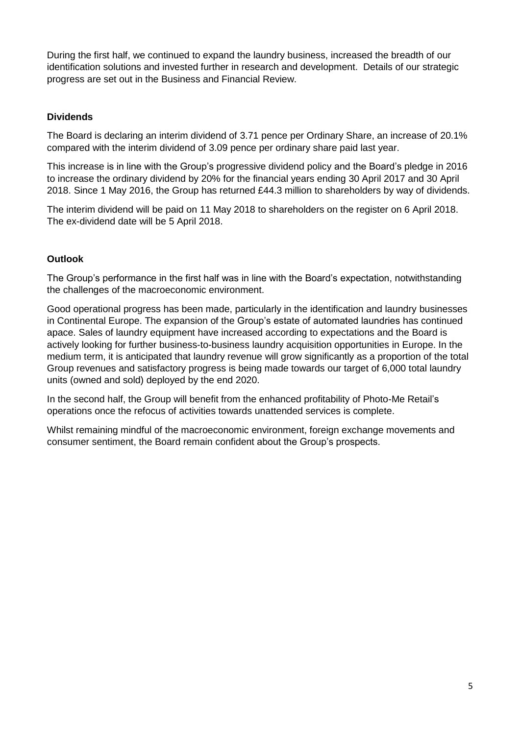During the first half, we continued to expand the laundry business, increased the breadth of our identification solutions and invested further in research and development. Details of our strategic progress are set out in the Business and Financial Review.

**Dividends**

The Board is declaring an interim dividend of 3.71 pence per Ordinary Share, an increase of 20.1% compared with the interim dividend of 3.09 pence per ordinary share paid last year.

This increase is in line with the Group's progressive dividend policy and the Board's pledge in 2016 to increase the ordinary dividend by 20% for the financial years ending 30 April 2017 and 30 April 2018. Since 1 May 2016, the Group has returned £44.3 million to shareholders by way of dividends.

The interim dividend will be paid on 11 May 2018 to shareholders on the register on 6 April 2018. The ex-dividend date will be 5 April 2018.

**Outlook**

The Group's performance in the first half was in line with the Board's expectation, notwithstanding the challenges of the macroeconomic environment.

Good operational progress has been made, particularly in the identification and laundry businesses in Continental Europe. The expansion of the Group's estate of automated laundries has continued apace. Sales of laundry equipment have increased according to expectations and the Board is actively looking for further business-to-business laundry acquisition opportunities in Europe. In the medium term, it is anticipated that laundry revenue will grow significantly as a proportion of the total Group revenues and satisfactory progress is being made towards our target of 6,000 total laundry units (owned and sold) deployed by the end 2020.

In the second half, the Group will benefit from the enhanced profitability of Photo-Me Retail's operations once the refocus of activities towards unattended services is complete.

Whilst remaining mindful of the macroeconomic environment, foreign exchange movements and consumer sentiment, the Board remain confident about the Group's prospects.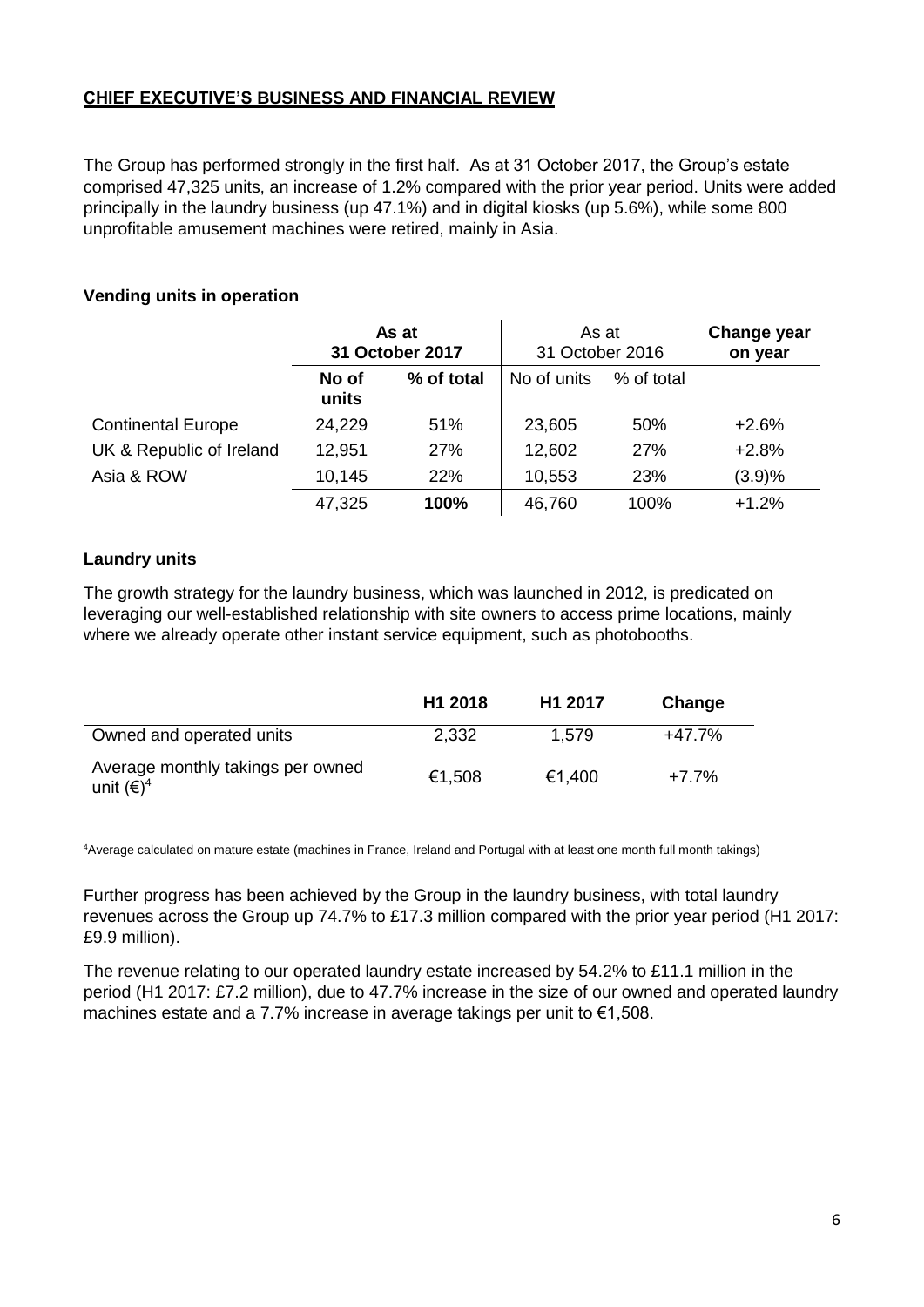## CHIEF EXECUTIVE'S BUSINESS AND FINANCIAL REVIEW

The Group has performed strongly in the first half. As at 31 October 2017, the Group's estate comprised 47,325 units, an increase of 1.2% compared with the prior year period. Units were added principally in the laundry business (up 47.1%) and in digital kiosks (up 5.6%), while some 800 unprofitable amusement machines were retired, mainly in Asia.

### Vending units in operation

| | As at 31 October 2017 | | As at 31 October 2016 | | Change year on year |
|---|---|---|---|---|---|
| | No of units | % of total | No of units | % of total | |
| Continental Europe | 24,229 | 51% | 23,605 | 50% | +2.6% |
| UK & Republic of Ireland | 12,951 | 27% | 12,602 | 27% | +2.8% |
| Asia & ROW | 10,145 | 22% | 10,553 | 23% | (3.9)% |
| | 47,325 | **100%** | 46,760 | 100% | +1.2% |

### Laundry units

The growth strategy for the laundry business, which was launched in 2012, is predicated on leveraging our well-established relationship with site owners to access prime locations, mainly where we already operate other instant service equipment, such as photobooths.

| | H1 2018 | H1 2017 | Change |
|---|---|---|---|
| Owned and operated units | 2,332 | 1,579 | +47.7% |
| Average monthly takings per owned unit (€)[4] | €1,508 | €1,400 | +7.7% |

[4]Average calculated on mature estate (machines in France, Ireland and Portugal with at least one month full month takings)

Further progress has been achieved by the Group in the laundry business, with total laundry revenues across the Group up 74.7% to £17.3 million compared with the prior year period (H1 2017: £9.9 million).

The revenue relating to our operated laundry estate increased by 54.2% to £11.1 million in the period (H1 2017: £7.2 million), due to 47.7% increase in the size of our owned and operated laundry machines estate and a 7.7% increase in average takings per unit to €1,508.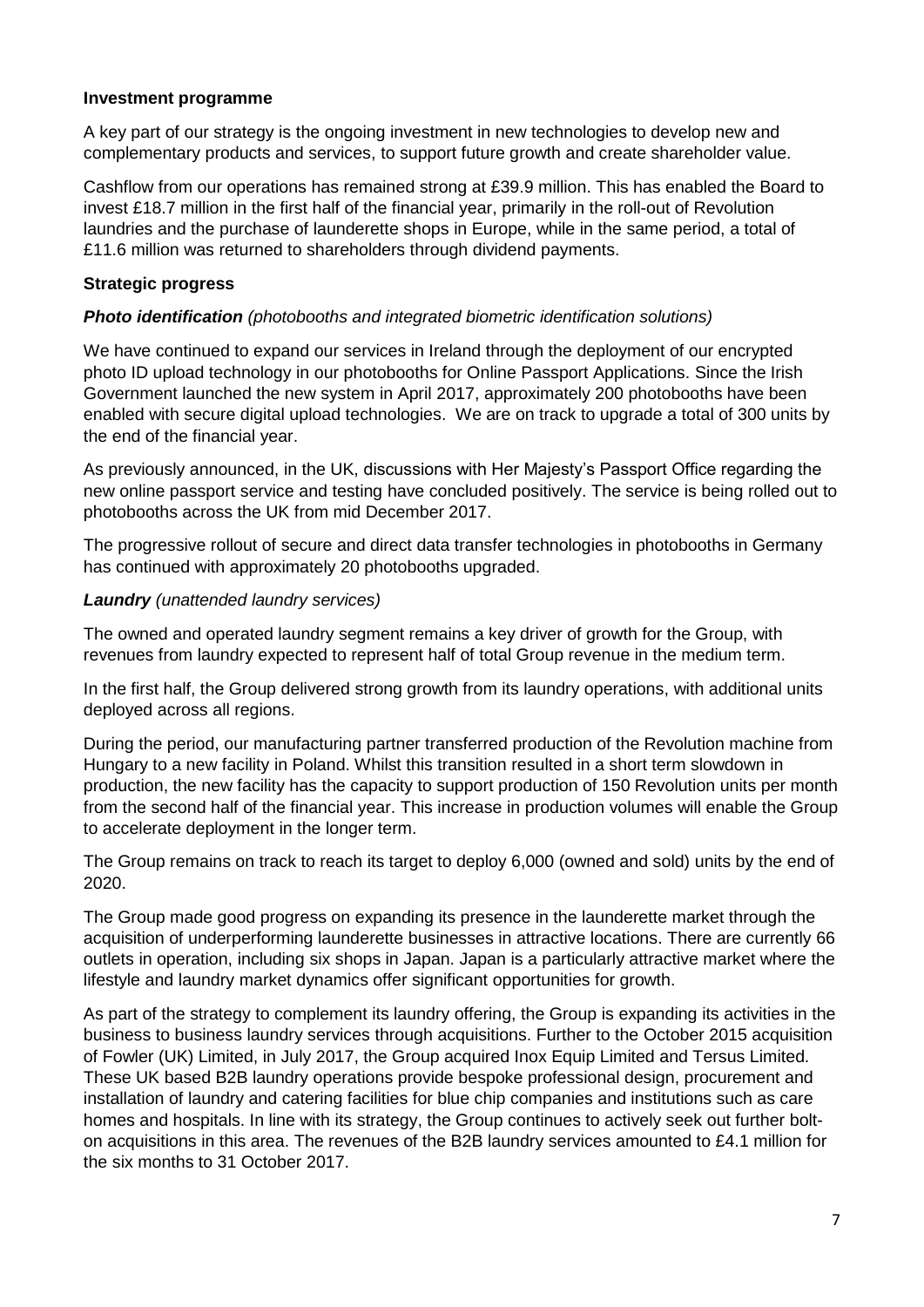**Investment programme**

A key part of our strategy is the ongoing investment in new technologies to develop new and complementary products and services, to support future growth and create shareholder value.

Cashflow from our operations has remained strong at £39.9 million. This has enabled the Board to invest £18.7 million in the first half of the financial year, primarily in the roll-out of Revolution laundries and the purchase of launderette shops in Europe, while in the same period, a total of £11.6 million was returned to shareholders through dividend payments.

**Strategic progress**

***Photo identification*** *(photobooths and integrated biometric identification solutions)*

We have continued to expand our services in Ireland through the deployment of our encrypted photo ID upload technology in our photobooths for Online Passport Applications. Since the Irish Government launched the new system in April 2017, approximately 200 photobooths have been enabled with secure digital upload technologies. We are on track to upgrade a total of 300 units by the end of the financial year.

As previously announced, in the UK, discussions with Her Majesty's Passport Office regarding the new online passport service and testing have concluded positively. The service is being rolled out to photobooths across the UK from mid December 2017.

The progressive rollout of secure and direct data transfer technologies in photobooths in Germany has continued with approximately 20 photobooths upgraded.

***Laundry*** *(unattended laundry services)*

The owned and operated laundry segment remains a key driver of growth for the Group, with revenues from laundry expected to represent half of total Group revenue in the medium term.

In the first half, the Group delivered strong growth from its laundry operations, with additional units deployed across all regions.

During the period, our manufacturing partner transferred production of the Revolution machine from Hungary to a new facility in Poland. Whilst this transition resulted in a short term slowdown in production, the new facility has the capacity to support production of 150 Revolution units per month from the second half of the financial year. This increase in production volumes will enable the Group to accelerate deployment in the longer term.

The Group remains on track to reach its target to deploy 6,000 (owned and sold) units by the end of 2020.

The Group made good progress on expanding its presence in the launderette market through the acquisition of underperforming launderette businesses in attractive locations. There are currently 66 outlets in operation, including six shops in Japan. Japan is a particularly attractive market where the lifestyle and laundry market dynamics offer significant opportunities for growth.

As part of the strategy to complement its laundry offering, the Group is expanding its activities in the business to business laundry services through acquisitions. Further to the October 2015 acquisition of Fowler (UK) Limited, in July 2017, the Group acquired Inox Equip Limited and Tersus Limited. These UK based B2B laundry operations provide bespoke professional design, procurement and installation of laundry and catering facilities for blue chip companies and institutions such as care homes and hospitals. In line with its strategy, the Group continues to actively seek out further bolt-on acquisitions in this area. The revenues of the B2B laundry services amounted to £4.1 million for the six months to 31 October 2017.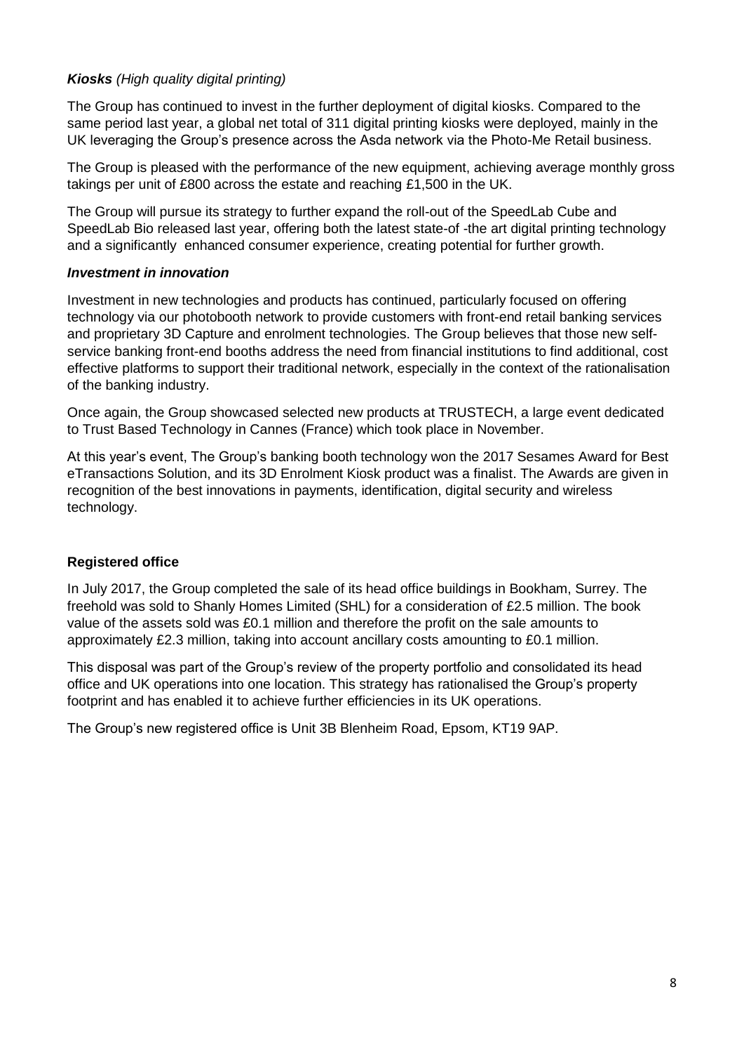***Kiosks** (High quality digital printing)*

The Group has continued to invest in the further deployment of digital kiosks. Compared to the same period last year, a global net total of 311 digital printing kiosks were deployed, mainly in the UK leveraging the Group's presence across the Asda network via the Photo-Me Retail business.

The Group is pleased with the performance of the new equipment, achieving average monthly gross takings per unit of £800 across the estate and reaching £1,500 in the UK.

The Group will pursue its strategy to further expand the roll-out of the SpeedLab Cube and SpeedLab Bio released last year, offering both the latest state-of -the art digital printing technology and a significantly enhanced consumer experience, creating potential for further growth.

***Investment in innovation***

Investment in new technologies and products has continued, particularly focused on offering technology via our photobooth network to provide customers with front-end retail banking services and proprietary 3D Capture and enrolment technologies. The Group believes that those new self-service banking front-end booths address the need from financial institutions to find additional, cost effective platforms to support their traditional network, especially in the context of the rationalisation of the banking industry.

Once again, the Group showcased selected new products at TRUSTECH, a large event dedicated to Trust Based Technology in Cannes (France) which took place in November.

At this year's event, The Group's banking booth technology won the 2017 Sesames Award for Best eTransactions Solution, and its 3D Enrolment Kiosk product was a finalist. The Awards are given in recognition of the best innovations in payments, identification, digital security and wireless technology.

**Registered office**

In July 2017, the Group completed the sale of its head office buildings in Bookham, Surrey. The freehold was sold to Shanly Homes Limited (SHL) for a consideration of £2.5 million. The book value of the assets sold was £0.1 million and therefore the profit on the sale amounts to approximately £2.3 million, taking into account ancillary costs amounting to £0.1 million.

This disposal was part of the Group's review of the property portfolio and consolidated its head office and UK operations into one location. This strategy has rationalised the Group's property footprint and has enabled it to achieve further efficiencies in its UK operations.

The Group's new registered office is Unit 3B Blenheim Road, Epsom, KT19 9AP.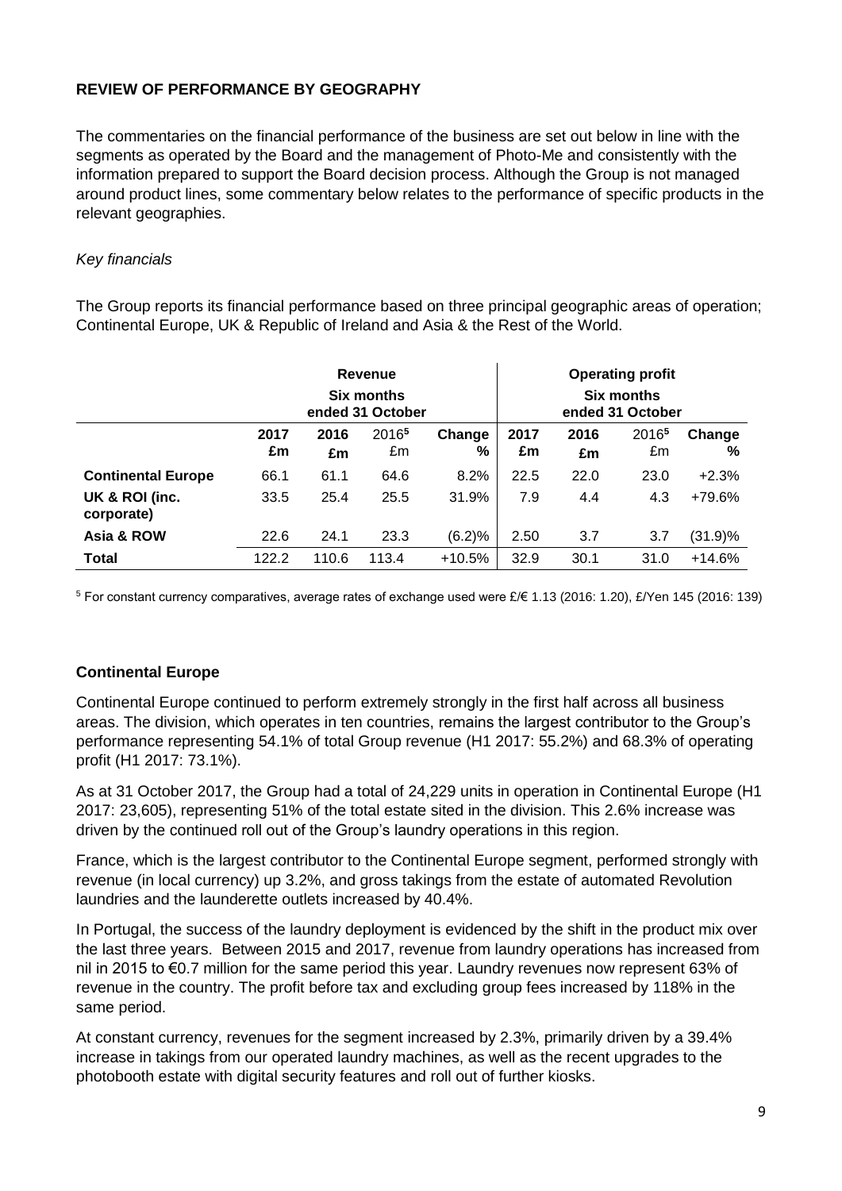## REVIEW OF PERFORMANCE BY GEOGRAPHY

The commentaries on the financial performance of the business are set out below in line with the segments as operated by the Board and the management of Photo-Me and consistently with the information prepared to support the Board decision process. Although the Group is not managed around product lines, some commentary below relates to the performance of specific products in the relevant geographies.

*Key financials*

The Group reports its financial performance based on three principal geographic areas of operation; Continental Europe, UK & Republic of Ireland and Asia & the Rest of the World.

| | Revenue Six months ended 31 October | | | | Operating profit Six months ended 31 October | | | |
|---|---|---|---|---|---|---|---|---|
| | **2017 £m** | **2016 £m** | 2016[5] £m | **Change %** | **2017 £m** | **2016 £m** | 2016[5] £m | **Change %** |
| **Continental Europe** | 66.1 | 61.1 | 64.6 | 8.2% | 22.5 | 22.0 | 23.0 | +2.3% |
| **UK & ROI (inc. corporate)** | 33.5 | 25.4 | 25.5 | 31.9% | 7.9 | 4.4 | 4.3 | +79.6% |
| **Asia & ROW** | 22.6 | 24.1 | 23.3 | (6.2)% | 2.50 | 3.7 | 3.7 | (31.9)% |
| **Total** | 122.2 | 110.6 | 113.4 | +10.5% | 32.9 | 30.1 | 31.0 | +14.6% |

[5] For constant currency comparatives, average rates of exchange used were £/€ 1.13 (2016: 1.20), £/Yen 145 (2016: 139)

### Continental Europe

Continental Europe continued to perform extremely strongly in the first half across all business areas. The division, which operates in ten countries, remains the largest contributor to the Group's performance representing 54.1% of total Group revenue (H1 2017: 55.2%) and 68.3% of operating profit (H1 2017: 73.1%).

As at 31 October 2017, the Group had a total of 24,229 units in operation in Continental Europe (H1 2017: 23,605), representing 51% of the total estate sited in the division. This 2.6% increase was driven by the continued roll out of the Group's laundry operations in this region.

France, which is the largest contributor to the Continental Europe segment, performed strongly with revenue (in local currency) up 3.2%, and gross takings from the estate of automated Revolution laundries and the launderette outlets increased by 40.4%.

In Portugal, the success of the laundry deployment is evidenced by the shift in the product mix over the last three years. Between 2015 and 2017, revenue from laundry operations has increased from nil in 2015 to €0.7 million for the same period this year. Laundry revenues now represent 63% of revenue in the country. The profit before tax and excluding group fees increased by 118% in the same period.

At constant currency, revenues for the segment increased by 2.3%, primarily driven by a 39.4% increase in takings from our operated laundry machines, as well as the recent upgrades to the photobooth estate with digital security features and roll out of further kiosks.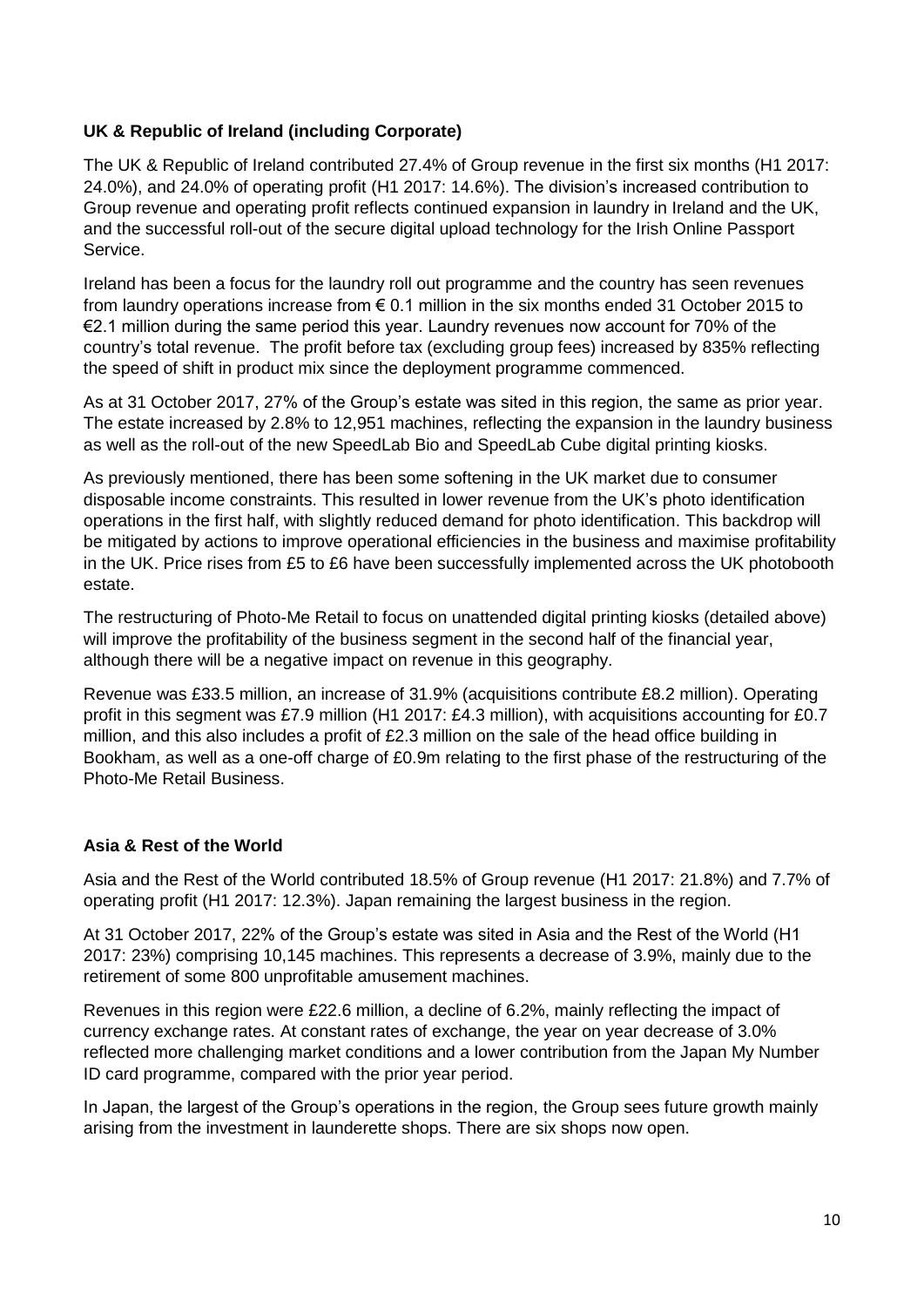**UK & Republic of Ireland (including Corporate)**

The UK & Republic of Ireland contributed 27.4% of Group revenue in the first six months (H1 2017: 24.0%), and 24.0% of operating profit (H1 2017: 14.6%). The division's increased contribution to Group revenue and operating profit reflects continued expansion in laundry in Ireland and the UK, and the successful roll-out of the secure digital upload technology for the Irish Online Passport Service.

Ireland has been a focus for the laundry roll out programme and the country has seen revenues from laundry operations increase from € 0.1 million in the six months ended 31 October 2015 to €2.1 million during the same period this year. Laundry revenues now account for 70% of the country's total revenue. The profit before tax (excluding group fees) increased by 835% reflecting the speed of shift in product mix since the deployment programme commenced.

As at 31 October 2017, 27% of the Group's estate was sited in this region, the same as prior year. The estate increased by 2.8% to 12,951 machines, reflecting the expansion in the laundry business as well as the roll-out of the new SpeedLab Bio and SpeedLab Cube digital printing kiosks.

As previously mentioned, there has been some softening in the UK market due to consumer disposable income constraints. This resulted in lower revenue from the UK's photo identification operations in the first half, with slightly reduced demand for photo identification. This backdrop will be mitigated by actions to improve operational efficiencies in the business and maximise profitability in the UK. Price rises from £5 to £6 have been successfully implemented across the UK photobooth estate.

The restructuring of Photo-Me Retail to focus on unattended digital printing kiosks (detailed above) will improve the profitability of the business segment in the second half of the financial year, although there will be a negative impact on revenue in this geography.

Revenue was £33.5 million, an increase of 31.9% (acquisitions contribute £8.2 million). Operating profit in this segment was £7.9 million (H1 2017: £4.3 million), with acquisitions accounting for £0.7 million, and this also includes a profit of £2.3 million on the sale of the head office building in Bookham, as well as a one-off charge of £0.9m relating to the first phase of the restructuring of the Photo-Me Retail Business.

**Asia & Rest of the World**

Asia and the Rest of the World contributed 18.5% of Group revenue (H1 2017: 21.8%) and 7.7% of operating profit (H1 2017: 12.3%). Japan remaining the largest business in the region.

At 31 October 2017, 22% of the Group's estate was sited in Asia and the Rest of the World (H1 2017: 23%) comprising 10,145 machines. This represents a decrease of 3.9%, mainly due to the retirement of some 800 unprofitable amusement machines.

Revenues in this region were £22.6 million, a decline of 6.2%, mainly reflecting the impact of currency exchange rates. At constant rates of exchange, the year on year decrease of 3.0% reflected more challenging market conditions and a lower contribution from the Japan My Number ID card programme, compared with the prior year period.

In Japan, the largest of the Group's operations in the region, the Group sees future growth mainly arising from the investment in launderette shops. There are six shops now open.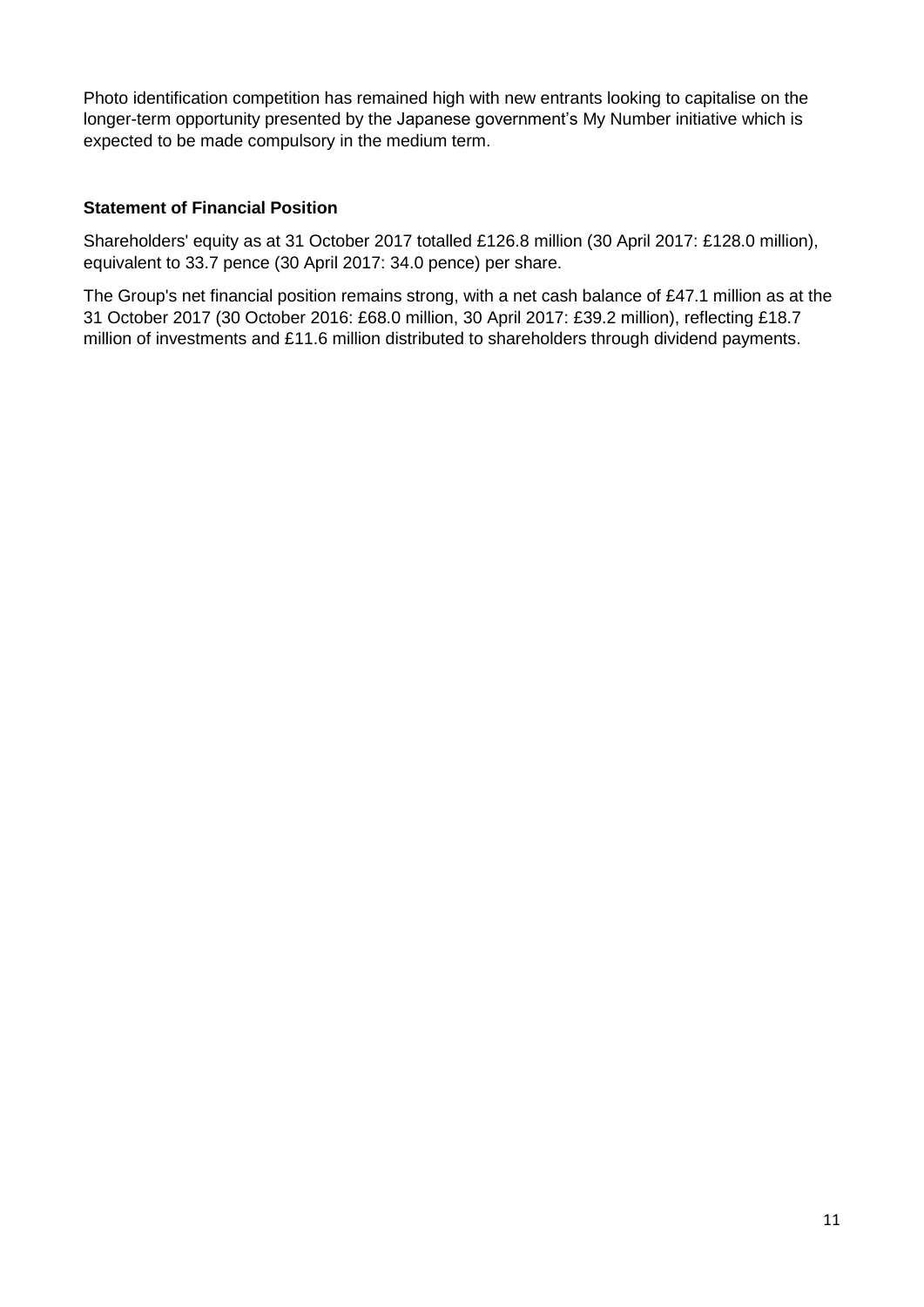Photo identification competition has remained high with new entrants looking to capitalise on the longer-term opportunity presented by the Japanese government's My Number initiative which is expected to be made compulsory in the medium term.

**Statement of Financial Position**

Shareholders' equity as at 31 October 2017 totalled £126.8 million (30 April 2017: £128.0 million), equivalent to 33.7 pence (30 April 2017: 34.0 pence) per share.

The Group's net financial position remains strong, with a net cash balance of £47.1 million as at the 31 October 2017 (30 October 2016: £68.0 million, 30 April 2017: £39.2 million), reflecting £18.7 million of investments and £11.6 million distributed to shareholders through dividend payments.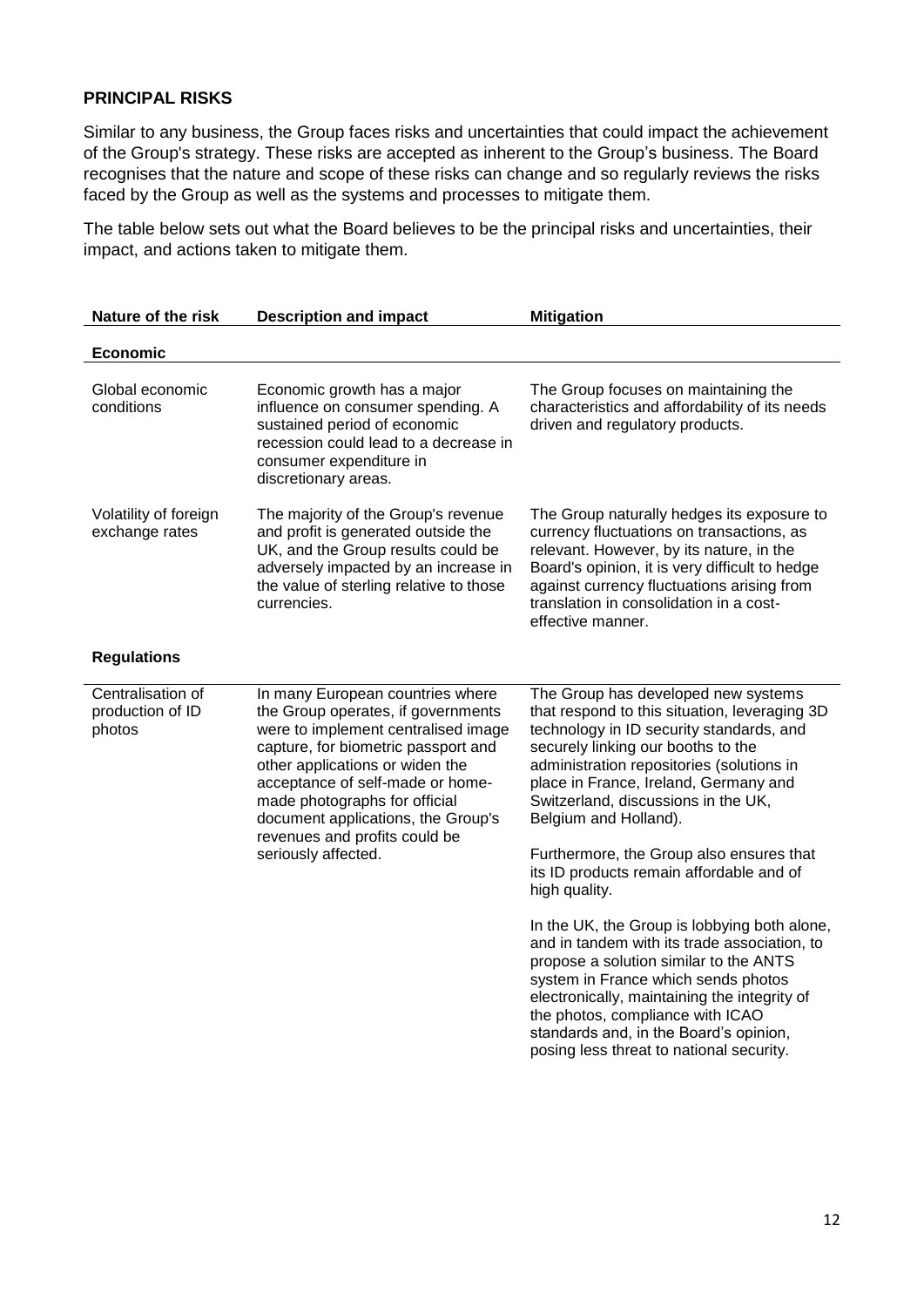## PRINCIPAL RISKS

Similar to any business, the Group faces risks and uncertainties that could impact the achievement of the Group's strategy. These risks are accepted as inherent to the Group's business. The Board recognises that the nature and scope of these risks can change and so regularly reviews the risks faced by the Group as well as the systems and processes to mitigate them.

The table below sets out what the Board believes to be the principal risks and uncertainties, their impact, and actions taken to mitigate them.

| Nature of the risk | Description and impact | Mitigation |
|---|---|---|
| **Economic** | | |
| Global economic conditions | Economic growth has a major influence on consumer spending. A sustained period of economic recession could lead to a decrease in consumer expenditure in discretionary areas. | The Group focuses on maintaining the characteristics and affordability of its needs driven and regulatory products. |
| Volatility of foreign exchange rates | The majority of the Group's revenue and profit is generated outside the UK, and the Group results could be adversely impacted by an increase in the value of sterling relative to those currencies. | The Group naturally hedges its exposure to currency fluctuations on transactions, as relevant. However, by its nature, in the Board's opinion, it is very difficult to hedge against currency fluctuations arising from translation in consolidation in a cost-effective manner. |
| **Regulations** | | |
| Centralisation of production of ID photos | In many European countries where the Group operates, if governments were to implement centralised image capture, for biometric passport and other applications or widen the acceptance of self-made or home-made photographs for official document applications, the Group's revenues and profits could be seriously affected. | The Group has developed new systems that respond to this situation, leveraging 3D technology in ID security standards, and securely linking our booths to the administration repositories (solutions in place in France, Ireland, Germany and Switzerland, discussions in the UK, Belgium and Holland).<br><br>Furthermore, the Group also ensures that its ID products remain affordable and of high quality.<br><br>In the UK, the Group is lobbying both alone, and in tandem with its trade association, to propose a solution similar to the ANTS system in France which sends photos electronically, maintaining the integrity of the photos, compliance with ICAO standards and, in the Board's opinion, posing less threat to national security. |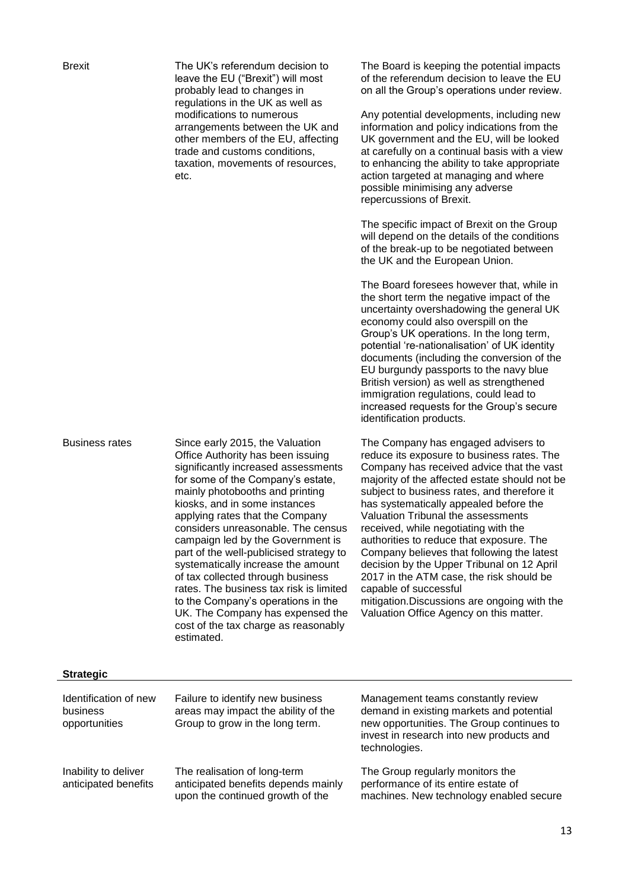| | | |
|---|---|---|
| Brexit | The UK's referendum decision to leave the EU ("Brexit") will most probably lead to changes in regulations in the UK as well as modifications to numerous arrangements between the UK and other members of the EU, affecting trade and customs conditions, taxation, movements of resources, etc. | The Board is keeping the potential impacts of the referendum decision to leave the EU on all the Group's operations under review.<br><br>Any potential developments, including new information and policy indications from the UK government and the EU, will be looked at carefully on a continual basis with a view to enhancing the ability to take appropriate action targeted at managing and where possible minimising any adverse repercussions of Brexit.<br><br>The specific impact of Brexit on the Group will depend on the details of the conditions of the break-up to be negotiated between the UK and the European Union.<br><br>The Board foresees however that, while in the short term the negative impact of the uncertainty overshadowing the general UK economy could also overspill on the Group's UK operations. In the long term, potential 're-nationalisation' of UK identity documents (including the conversion of the EU burgundy passports to the navy blue British version) as well as strengthened immigration regulations, could lead to increased requests for the Group's secure identification products. |
| Business rates | Since early 2015, the Valuation Office Authority has been issuing significantly increased assessments for some of the Company's estate, mainly photobooths and printing kiosks, and in some instances applying rates that the Company considers unreasonable. The census campaign led by the Government is part of the well-publicised strategy to systematically increase the amount of tax collected through business rates. The business tax risk is limited to the Company's operations in the UK. The Company has expensed the cost of the tax charge as reasonably estimated. | The Company has engaged advisers to reduce its exposure to business rates. The Company has received advice that the vast majority of the affected estate should not be subject to business rates, and therefore it has systematically appealed before the Valuation Tribunal the assessments received, while negotiating with the authorities to reduce that exposure. The Company believes that following the latest decision by the Upper Tribunal on 12 April 2017 in the ATM case, the risk should be capable of successful mitigation.Discussions are ongoing with the Valuation Office Agency on this matter. |

**Strategic**

| | | |
|---|---|---|
| Identification of new business opportunities | Failure to identify new business areas may impact the ability of the Group to grow in the long term. | Management teams constantly review demand in existing markets and potential new opportunities. The Group continues to invest in research into new products and technologies. |
| Inability to deliver anticipated benefits | The realisation of long-term anticipated benefits depends mainly upon the continued growth of the | The Group regularly monitors the performance of its entire estate of machines. New technology enabled secure |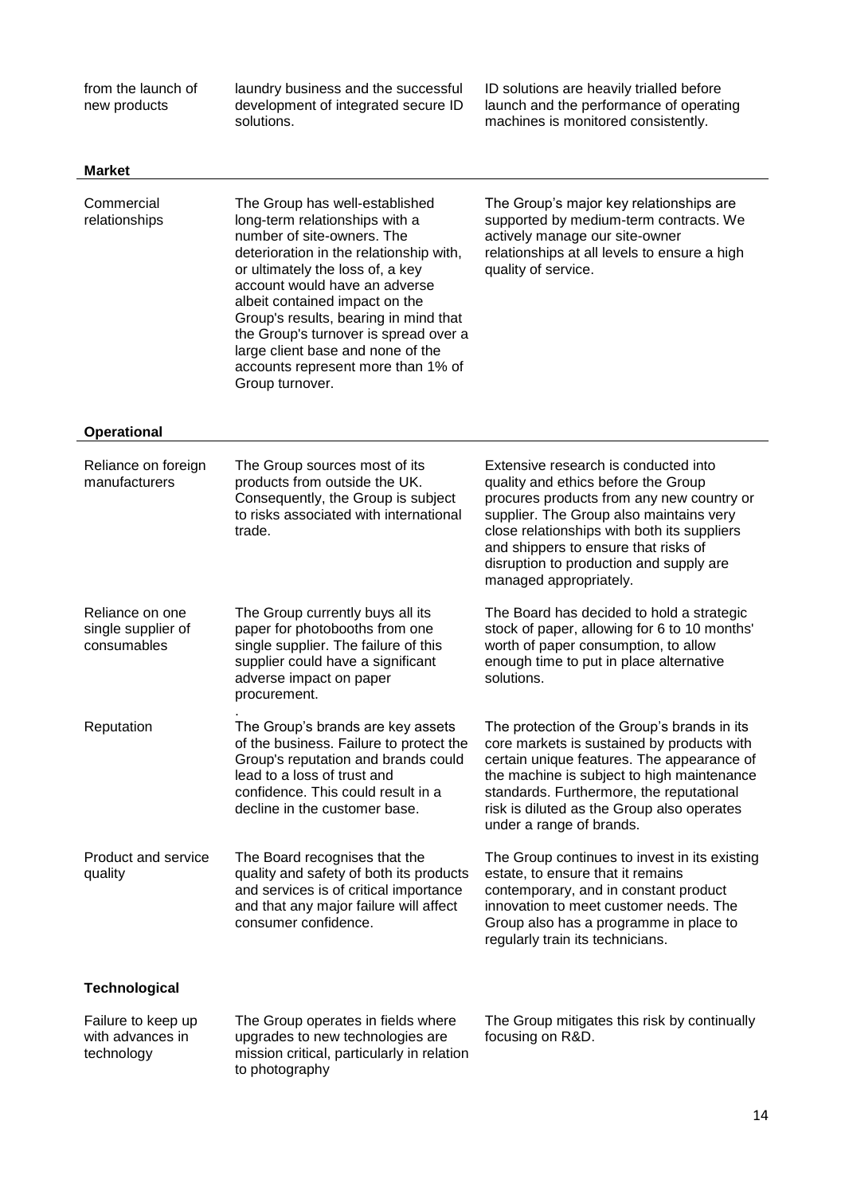| | | |
|---|---|---|
| from the launch of new products | laundry business and the successful development of integrated secure ID solutions. | ID solutions are heavily trialled before launch and the performance of operating machines is monitored consistently. |
| **Market** | | |
| Commercial relationships | The Group has well-established long-term relationships with a number of site-owners. The deterioration in the relationship with, or ultimately the loss of, a key account would have an adverse albeit contained impact on the Group's results, bearing in mind that the Group's turnover is spread over a large client base and none of the accounts represent more than 1% of Group turnover. | The Group's major key relationships are supported by medium-term contracts. We actively manage our site-owner relationships at all levels to ensure a high quality of service. |
| **Operational** | | |
| Reliance on foreign manufacturers | The Group sources most of its products from outside the UK. Consequently, the Group is subject to risks associated with international trade. | Extensive research is conducted into quality and ethics before the Group procures products from any new country or supplier. The Group also maintains very close relationships with both its suppliers and shippers to ensure that risks of disruption to production and supply are managed appropriately. |
| Reliance on one single supplier of consumables | The Group currently buys all its paper for photobooths from one single supplier. The failure of this supplier could have a significant adverse impact on paper procurement. | The Board has decided to hold a strategic stock of paper, allowing for 6 to 10 months' worth of paper consumption, to allow enough time to put in place alternative solutions. |
| Reputation | The Group's brands are key assets of the business. Failure to protect the Group's reputation and brands could lead to a loss of trust and confidence. This could result in a decline in the customer base. | The protection of the Group's brands in its core markets is sustained by products with certain unique features. The appearance of the machine is subject to high maintenance standards. Furthermore, the reputational risk is diluted as the Group also operates under a range of brands. |
| Product and service quality | The Board recognises that the quality and safety of both its products and services is of critical importance and that any major failure will affect consumer confidence. | The Group continues to invest in its existing estate, to ensure that it remains contemporary, and in constant product innovation to meet customer needs. The Group also has a programme in place to regularly train its technicians. |
| **Technological** | | |
| Failure to keep up with advances in technology | The Group operates in fields where upgrades to new technologies are mission critical, particularly in relation to photography | The Group mitigates this risk by continually focusing on R&D. |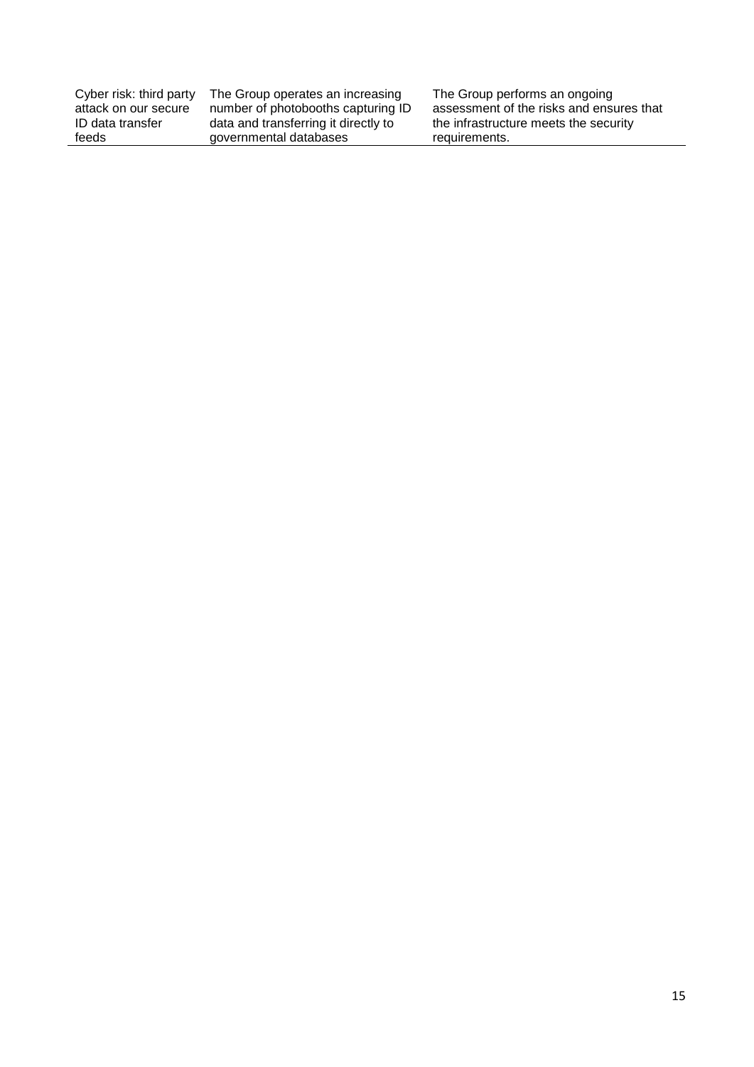| | | |
|---|---|---|
| Cyber risk: third party attack on our secure ID data transfer feeds | The Group operates an increasing number of photobooths capturing ID data and transferring it directly to governmental databases | The Group performs an ongoing assessment of the risks and ensures that the infrastructure meets the security requirements. |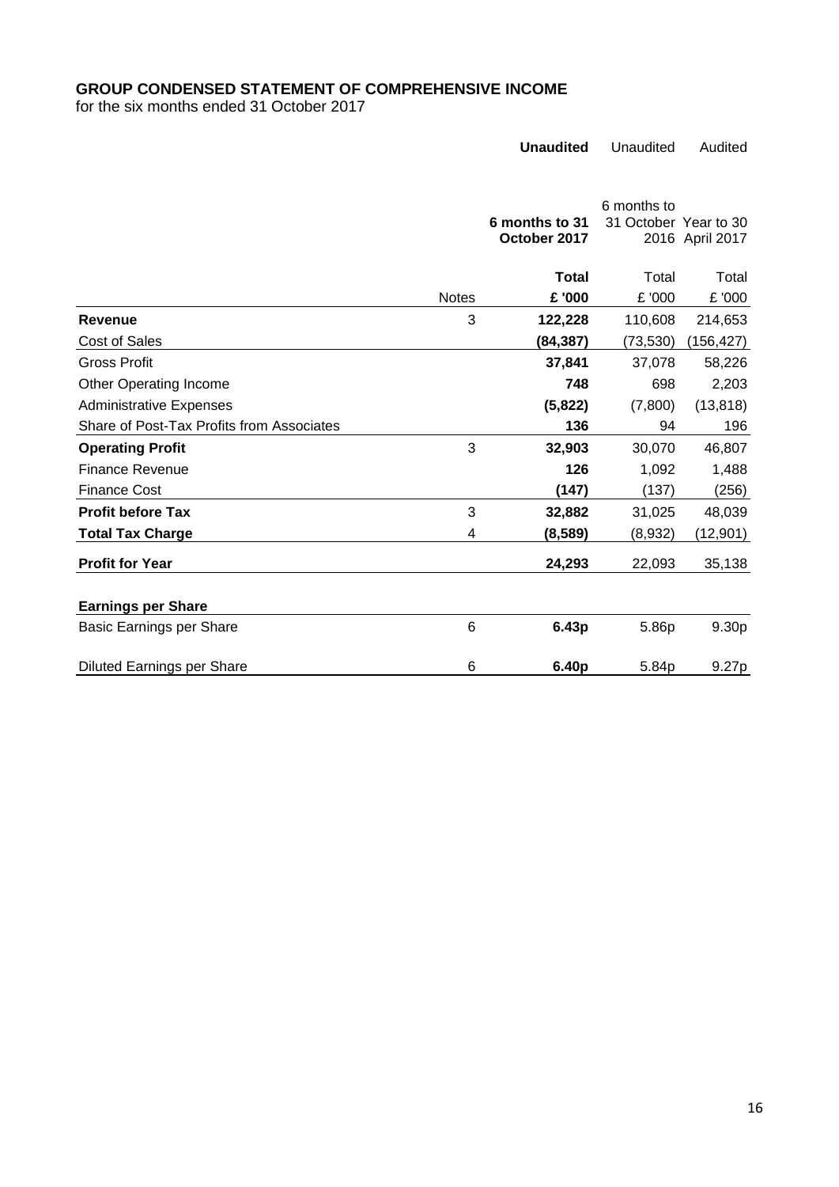# GROUP CONDENSED STATEMENT OF COMPREHENSIVE INCOME

for the six months ended 31 October 2017

| | | **Unaudited** | Unaudited | Audited |
|---|---|---|---|---|
| | | **6 months to 31 October 2017** | 6 months to 31 October 2016 | Year to 30 April 2017 |
| | | **Total** | Total | Total |
| | Notes | **£ '000** | £ '000 | £ '000 |
| **Revenue** | 3 | **122,228** | 110,608 | 214,653 |
| Cost of Sales | | **(84,387)** | (73,530) | (156,427) |
| Gross Profit | | **37,841** | 37,078 | 58,226 |
| Other Operating Income | | **748** | 698 | 2,203 |
| Administrative Expenses | | **(5,822)** | (7,800) | (13,818) |
| Share of Post-Tax Profits from Associates | | **136** | 94 | 196 |
| **Operating Profit** | 3 | **32,903** | 30,070 | 46,807 |
| Finance Revenue | | **126** | 1,092 | 1,488 |
| Finance Cost | | **(147)** | (137) | (256) |
| **Profit before Tax** | 3 | **32,882** | 31,025 | 48,039 |
| **Total Tax Charge** | 4 | **(8,589)** | (8,932) | (12,901) |
| **Profit for Year** | | **24,293** | 22,093 | 35,138 |
| | | | | |
| **Earnings per Share** | | | | |
| Basic Earnings per Share | 6 | **6.43p** | 5.86p | 9.30p |
| Diluted Earnings per Share | 6 | **6.40p** | 5.84p | 9.27p |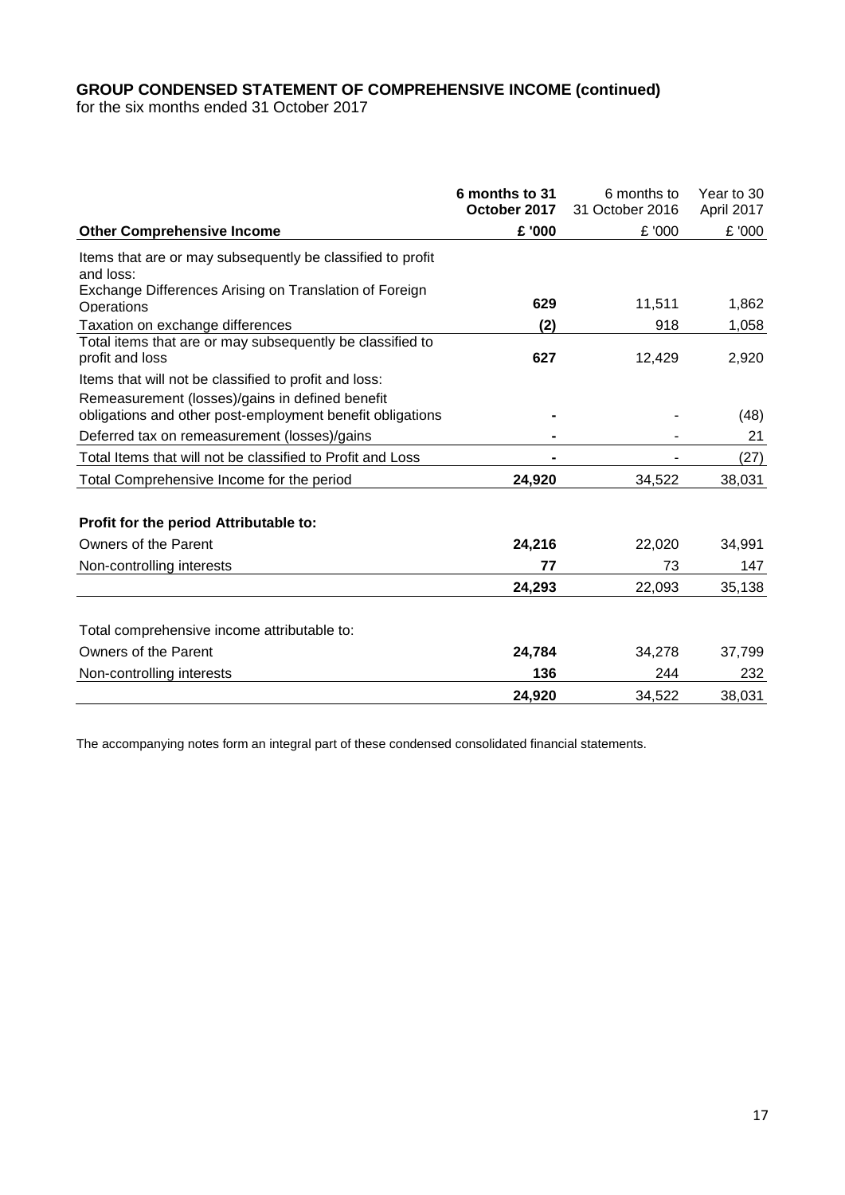**GROUP CONDENSED STATEMENT OF COMPREHENSIVE INCOME (continued)**
for the six months ended 31 October 2017

| Other Comprehensive Income | 6 months to 31 October 2017 £ '000 | 6 months to 31 October 2016 £ '000 | Year to 30 April 2017 £ '000 |
|---|---|---|---|
| Items that are or may subsequently be classified to profit and loss: | | | |
| Exchange Differences Arising on Translation of Foreign Operations | **629** | 11,511 | 1,862 |
| Taxation on exchange differences | **(2)** | 918 | 1,058 |
| Total items that are or may subsequently be classified to profit and loss | **627** | 12,429 | 2,920 |
| Items that will not be classified to profit and loss: | | | |
| Remeasurement (losses)/gains in defined benefit obligations and other post-employment benefit obligations | **-** | - | (48) |
| Deferred tax on remeasurement (losses)/gains | **-** | - | 21 |
| Total Items that will not be classified to Profit and Loss | **-** | - | (27) |
| Total Comprehensive Income for the period | **24,920** | 34,522 | 38,031 |
| | | | |
| **Profit for the period Attributable to:** | | | |
| Owners of the Parent | **24,216** | 22,020 | 34,991 |
| Non-controlling interests | **77** | 73 | 147 |
| | **24,293** | 22,093 | 35,138 |
| | | | |
| Total comprehensive income attributable to: | | | |
| Owners of the Parent | **24,784** | 34,278 | 37,799 |
| Non-controlling interests | **136** | 244 | 232 |
| | **24,920** | 34,522 | 38,031 |

The accompanying notes form an integral part of these condensed consolidated financial statements.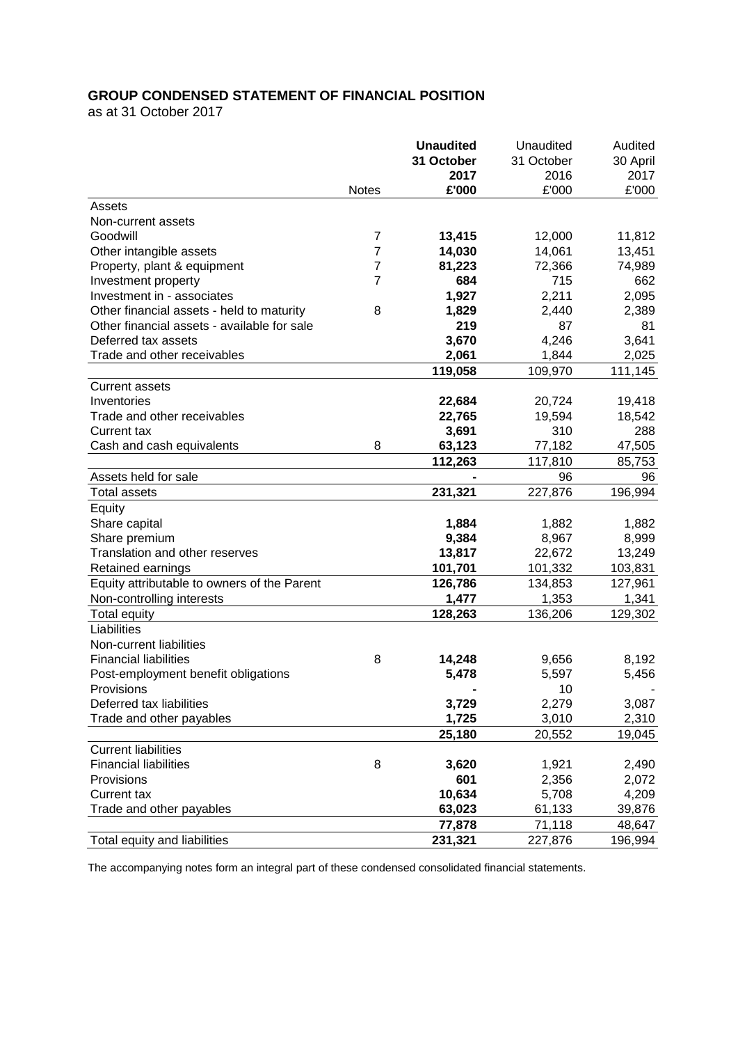# GROUP CONDENSED STATEMENT OF FINANCIAL POSITION

as at 31 October 2017

| | Notes | **Unaudited 31 October 2017 £'000** | Unaudited 31 October 2016 £'000 | Audited 30 April 2017 £'000 |
|---|---|---|---|---|
| Assets | | | | |
| Non-current assets | | | | |
| Goodwill | 7 | **13,415** | 12,000 | 11,812 |
| Other intangible assets | 7 | **14,030** | 14,061 | 13,451 |
| Property, plant & equipment | 7 | **81,223** | 72,366 | 74,989 |
| Investment property | 7 | **684** | 715 | 662 |
| Investment in - associates | | **1,927** | 2,211 | 2,095 |
| Other financial assets - held to maturity | 8 | **1,829** | 2,440 | 2,389 |
| Other financial assets - available for sale | | **219** | 87 | 81 |
| Deferred tax assets | | **3,670** | 4,246 | 3,641 |
| Trade and other receivables | | **2,061** | 1,844 | 2,025 |
| | | **119,058** | 109,970 | 111,145 |
| Current assets | | | | |
| Inventories | | **22,684** | 20,724 | 19,418 |
| Trade and other receivables | | **22,765** | 19,594 | 18,542 |
| Current tax | | **3,691** | 310 | 288 |
| Cash and cash equivalents | 8 | **63,123** | 77,182 | 47,505 |
| | | **112,263** | 117,810 | 85,753 |
| Assets held for sale | | **-** | 96 | 96 |
| Total assets | | **231,321** | 227,876 | 196,994 |
| Equity | | | | |
| Share capital | | **1,884** | 1,882 | 1,882 |
| Share premium | | **9,384** | 8,967 | 8,999 |
| Translation and other reserves | | **13,817** | 22,672 | 13,249 |
| Retained earnings | | **101,701** | 101,332 | 103,831 |
| Equity attributable to owners of the Parent | | **126,786** | 134,853 | 127,961 |
| Non-controlling interests | | **1,477** | 1,353 | 1,341 |
| Total equity | | **128,263** | 136,206 | 129,302 |
| Liabilities | | | | |
| Non-current liabilities | | | | |
| Financial liabilities | 8 | **14,248** | 9,656 | 8,192 |
| Post-employment benefit obligations | | **5,478** | 5,597 | 5,456 |
| Provisions | | **-** | 10 | - |
| Deferred tax liabilities | | **3,729** | 2,279 | 3,087 |
| Trade and other payables | | **1,725** | 3,010 | 2,310 |
| | | **25,180** | 20,552 | 19,045 |
| Current liabilities | | | | |
| Financial liabilities | 8 | **3,620** | 1,921 | 2,490 |
| Provisions | | **601** | 2,356 | 2,072 |
| Current tax | | **10,634** | 5,708 | 4,209 |
| Trade and other payables | | **63,023** | 61,133 | 39,876 |
| | | **77,878** | 71,118 | 48,647 |
| Total equity and liabilities | | **231,321** | 227,876 | 196,994 |

The accompanying notes form an integral part of these condensed consolidated financial statements.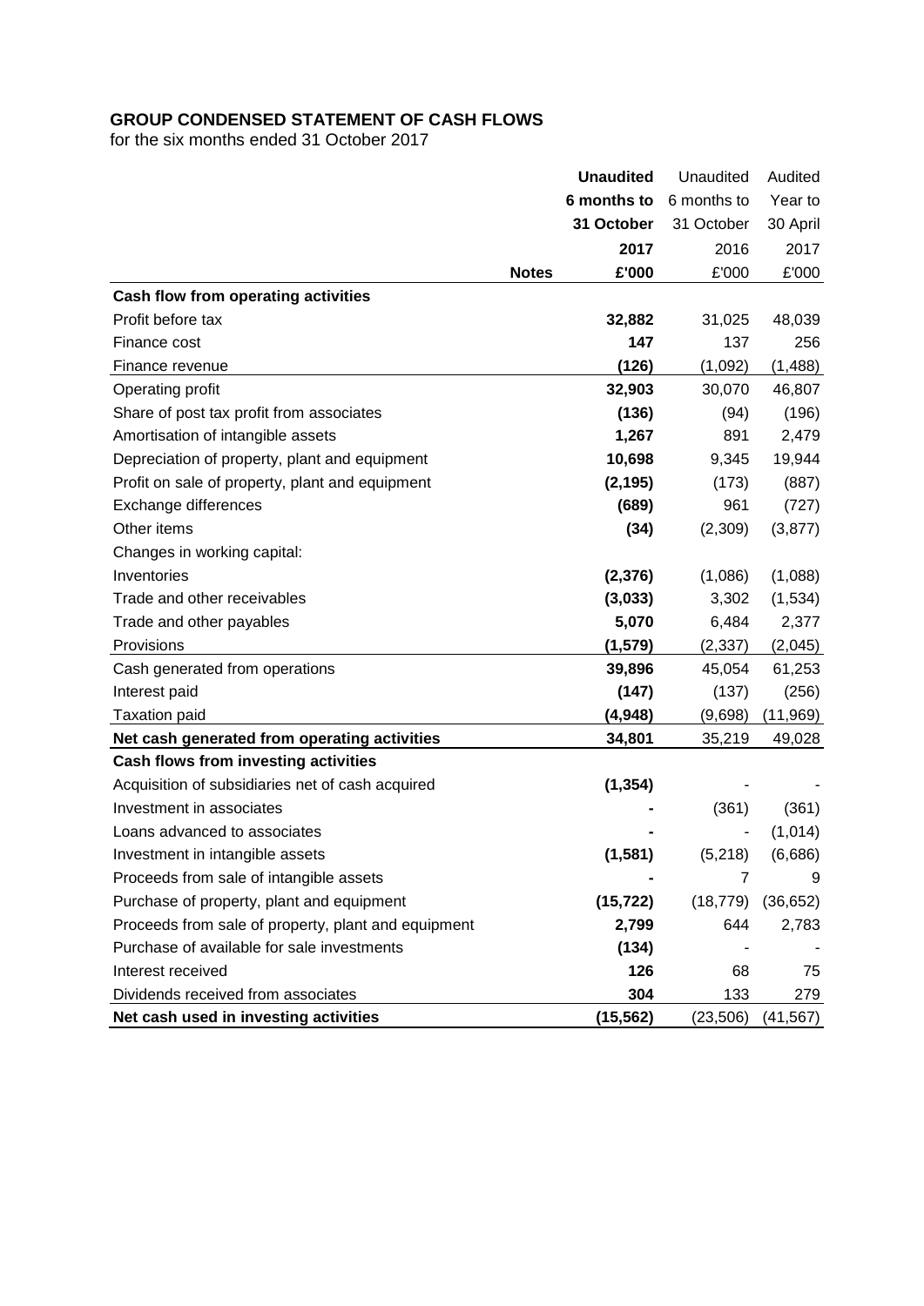## GROUP CONDENSED STATEMENT OF CASH FLOWS

for the six months ended 31 October 2017

| | Notes | **Unaudited 6 months to 31 October 2017 £'000** | Unaudited 6 months to 31 October 2016 £'000 | Audited Year to 30 April 2017 £'000 |
|---|---|---|---|---|
| **Cash flow from operating activities** | | | | |
| Profit before tax | | **32,882** | 31,025 | 48,039 |
| Finance cost | | **147** | 137 | 256 |
| Finance revenue | | **(126)** | (1,092) | (1,488) |
| Operating profit | | **32,903** | 30,070 | 46,807 |
| Share of post tax profit from associates | | **(136)** | (94) | (196) |
| Amortisation of intangible assets | | **1,267** | 891 | 2,479 |
| Depreciation of property, plant and equipment | | **10,698** | 9,345 | 19,944 |
| Profit on sale of property, plant and equipment | | **(2,195)** | (173) | (887) |
| Exchange differences | | **(689)** | 961 | (727) |
| Other items | | **(34)** | (2,309) | (3,877) |
| Changes in working capital: | | | | |
| Inventories | | **(2,376)** | (1,086) | (1,088) |
| Trade and other receivables | | **(3,033)** | 3,302 | (1,534) |
| Trade and other payables | | **5,070** | 6,484 | 2,377 |
| Provisions | | **(1,579)** | (2,337) | (2,045) |
| Cash generated from operations | | **39,896** | 45,054 | 61,253 |
| Interest paid | | **(147)** | (137) | (256) |
| Taxation paid | | **(4,948)** | (9,698) | (11,969) |
| **Net cash generated from operating activities** | | **34,801** | 35,219 | 49,028 |
| **Cash flows from investing activities** | | | | |
| Acquisition of subsidiaries net of cash acquired | | **(1,354)** | - | - |
| Investment in associates | | **-** | (361) | (361) |
| Loans advanced to associates | | **-** | - | (1,014) |
| Investment in intangible assets | | **(1,581)** | (5,218) | (6,686) |
| Proceeds from sale of intangible assets | | **-** | 7 | 9 |
| Purchase of property, plant and equipment | | **(15,722)** | (18,779) | (36,652) |
| Proceeds from sale of property, plant and equipment | | **2,799** | 644 | 2,783 |
| Purchase of available for sale investments | | **(134)** | - | - |
| Interest received | | **126** | 68 | 75 |
| Dividends received from associates | | **304** | 133 | 279 |
| **Net cash used in investing activities** | | **(15,562)** | (23,506) | (41,567) |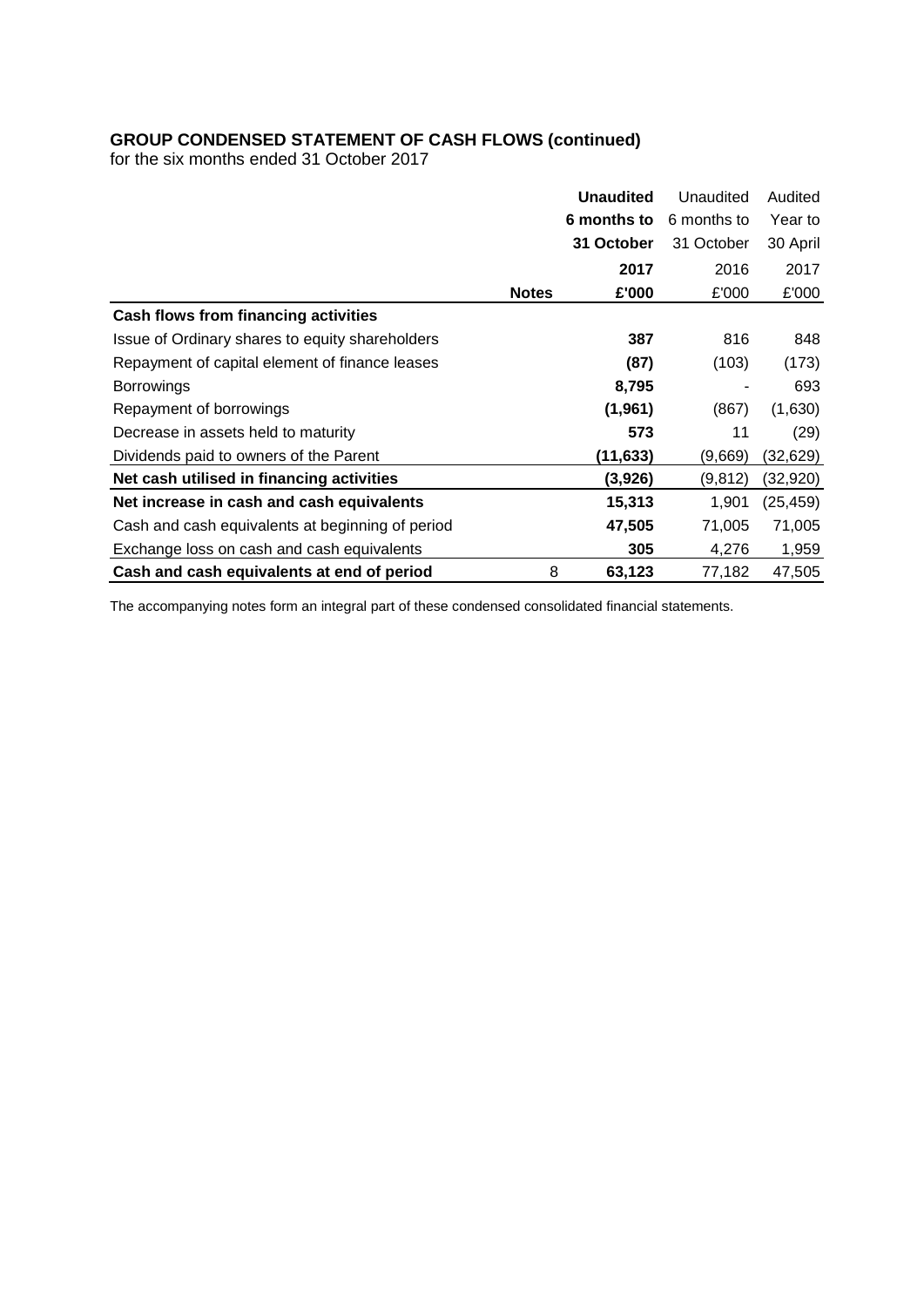## GROUP CONDENSED STATEMENT OF CASH FLOWS (continued)

for the six months ended 31 October 2017

| | Notes | **Unaudited 6 months to 31 October 2017 £'000** | Unaudited 6 months to 31 October 2016 £'000 | Audited Year to 30 April 2017 £'000 |
|---|---|---|---|---|
| **Cash flows from financing activities** | | | | |
| Issue of Ordinary shares to equity shareholders | | **387** | 816 | 848 |
| Repayment of capital element of finance leases | | **(87)** | (103) | (173) |
| Borrowings | | **8,795** | - | 693 |
| Repayment of borrowings | | **(1,961)** | (867) | (1,630) |
| Decrease in assets held to maturity | | **573** | 11 | (29) |
| Dividends paid to owners of the Parent | | **(11,633)** | (9,669) | (32,629) |
| **Net cash utilised in financing activities** | | **(3,926)** | (9,812) | (32,920) |
| **Net increase in cash and cash equivalents** | | **15,313** | 1,901 | (25,459) |
| Cash and cash equivalents at beginning of period | | **47,505** | 71,005 | 71,005 |
| Exchange loss on cash and cash equivalents | | **305** | 4,276 | 1,959 |
| **Cash and cash equivalents at end of period** | 8 | **63,123** | 77,182 | 47,505 |

The accompanying notes form an integral part of these condensed consolidated financial statements.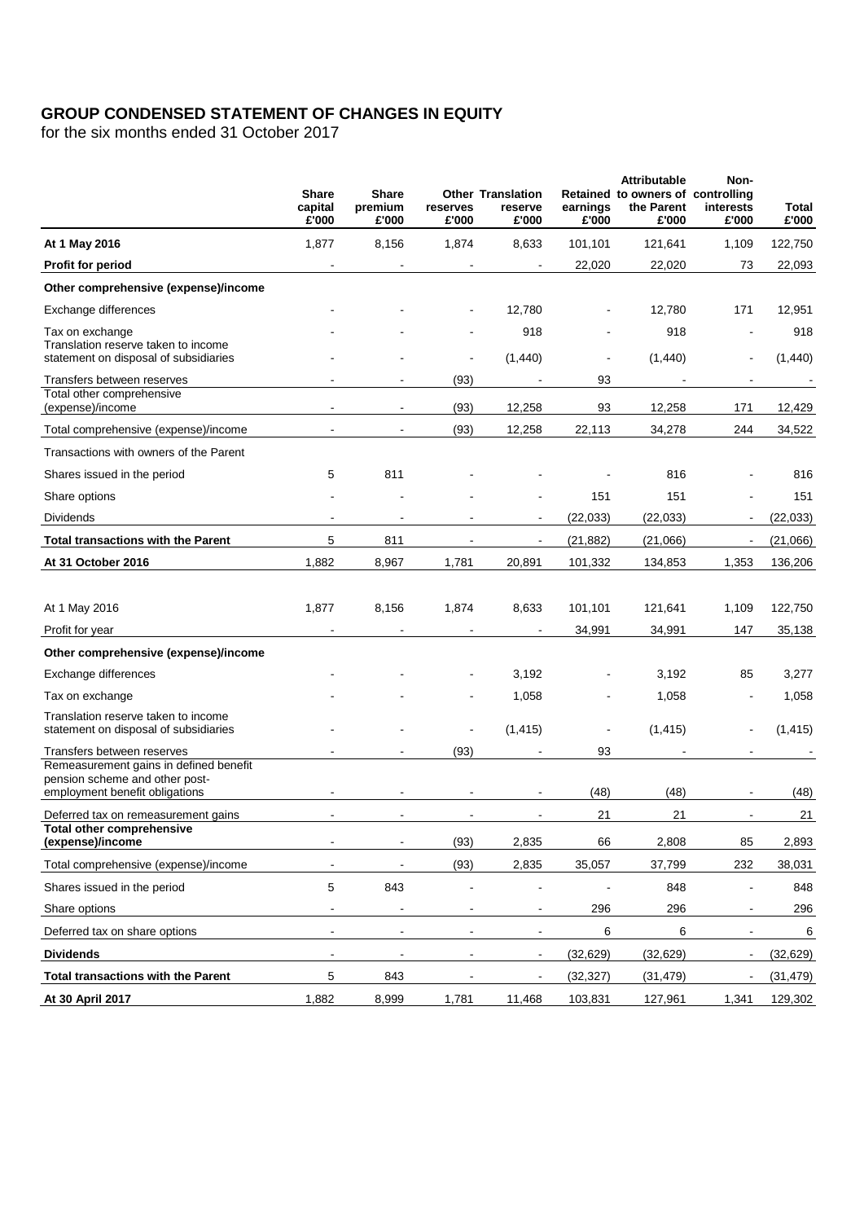## GROUP CONDENSED STATEMENT OF CHANGES IN EQUITY

for the six months ended 31 October 2017

| | Share capital £'000 | Share premium £'000 | Other reserves £'000 | Translation reserve £'000 | Retained earnings £'000 | Attributable to owners of the Parent £'000 | Non-controlling interests £'000 | Total £'000 |
|---|---|---|---|---|---|---|---|---|
| **At 1 May 2016** | 1,877 | 8,156 | 1,874 | 8,633 | 101,101 | 121,641 | 1,109 | 122,750 |
| **Profit for period** | - | - | - | - | 22,020 | 22,020 | 73 | 22,093 |
| **Other comprehensive (expense)/income** | | | | | | | | |
| Exchange differences | - | - | - | 12,780 | - | 12,780 | 171 | 12,951 |
| Tax on exchange | - | - | - | 918 | - | 918 | - | 918 |
| Translation reserve taken to income statement on disposal of subsidiaries | - | - | - | (1,440) | - | (1,440) | - | (1,440) |
| Transfers between reserves | - | - | (93) | - | 93 | - | - | - |
| Total other comprehensive (expense)/income | - | - | (93) | 12,258 | 93 | 12,258 | 171 | 12,429 |
| Total comprehensive (expense)/income | - | - | (93) | 12,258 | 22,113 | 34,278 | 244 | 34,522 |
| Transactions with owners of the Parent | | | | | | | | |
| Shares issued in the period | 5 | 811 | - | - | - | 816 | - | 816 |
| Share options | - | - | - | - | 151 | 151 | - | 151 |
| Dividends | - | - | - | - | (22,033) | (22,033) | - | (22,033) |
| **Total transactions with the Parent** | 5 | 811 | - | - | (21,882) | (21,066) | - | (21,066) |
| **At 31 October 2016** | 1,882 | 8,967 | 1,781 | 20,891 | 101,332 | 134,853 | 1,353 | 136,206 |
| | | | | | | | | |
| At 1 May 2016 | 1,877 | 8,156 | 1,874 | 8,633 | 101,101 | 121,641 | 1,109 | 122,750 |
| Profit for year | - | - | - | - | 34,991 | 34,991 | 147 | 35,138 |
| **Other comprehensive (expense)/income** | | | | | | | | |
| Exchange differences | - | - | - | 3,192 | - | 3,192 | 85 | 3,277 |
| Tax on exchange | - | - | - | 1,058 | - | 1,058 | - | 1,058 |
| Translation reserve taken to income statement on disposal of subsidiaries | - | - | - | (1,415) | - | (1,415) | - | (1,415) |
| Transfers between reserves | - | - | (93) | - | 93 | - | - | - |
| Remeasurement gains in defined benefit pension scheme and other post-employment benefit obligations | - | - | - | - | (48) | (48) | - | (48) |
| Deferred tax on remeasurement gains | - | - | - | - | 21 | 21 | - | 21 |
| **Total other comprehensive (expense)/income** | - | - | (93) | 2,835 | 66 | 2,808 | 85 | 2,893 |
| Total comprehensive (expense)/income | - | - | (93) | 2,835 | 35,057 | 37,799 | 232 | 38,031 |
| Shares issued in the period | 5 | 843 | - | - | - | 848 | - | 848 |
| Share options | - | - | - | - | 296 | 296 | - | 296 |
| Deferred tax on share options | - | - | - | - | 6 | 6 | - | 6 |
| **Dividends** | - | - | - | - | (32,629) | (32,629) | - | (32,629) |
| **Total transactions with the Parent** | 5 | 843 | - | - | (32,327) | (31,479) | - | (31,479) |
| **At 30 April 2017** | 1,882 | 8,999 | 1,781 | 11,468 | 103,831 | 127,961 | 1,341 | 129,302 |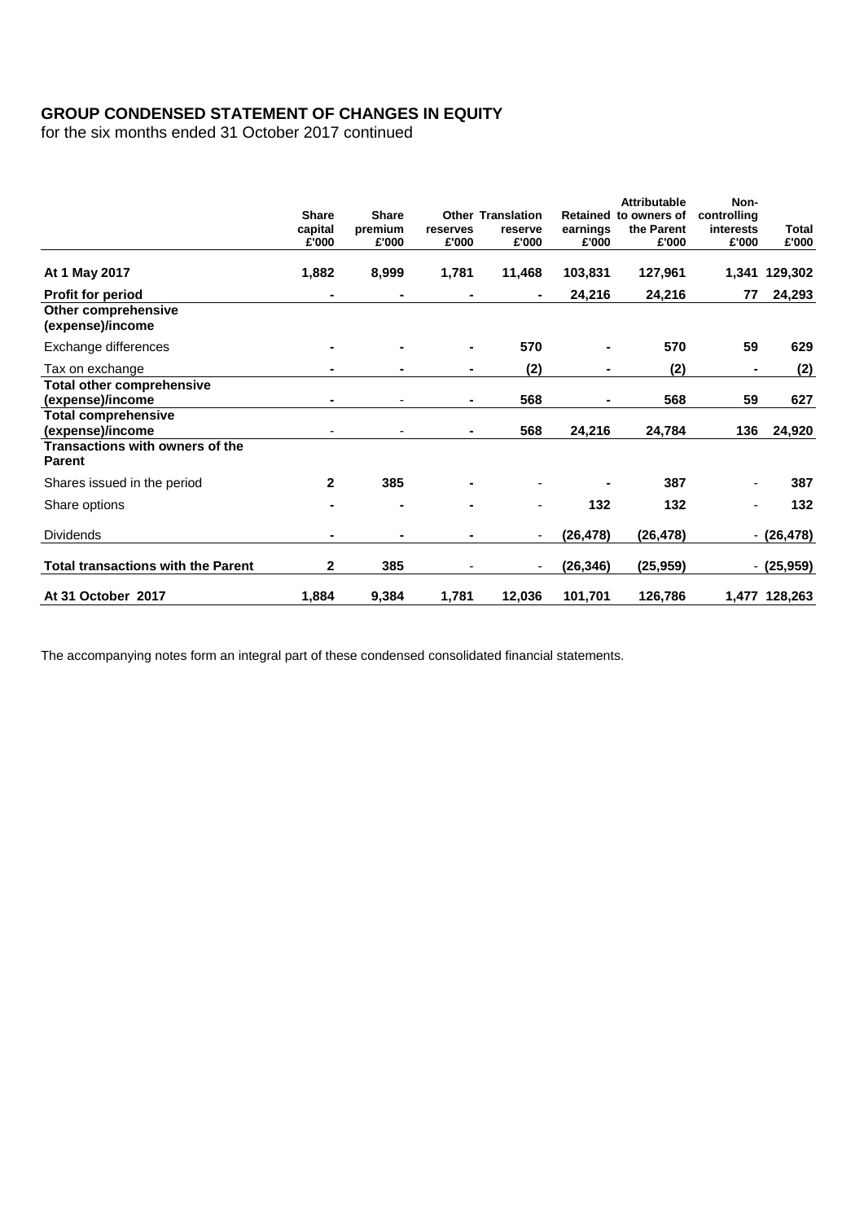# GROUP CONDENSED STATEMENT OF CHANGES IN EQUITY

for the six months ended 31 October 2017 continued

| | Share capital £'000 | Share premium £'000 | Other reserves £'000 | Translation reserve £'000 | Retained earnings £'000 | Attributable to owners of the Parent £'000 | Non-controlling interests £'000 | Total £'000 |
|---|---|---|---|---|---|---|---|---|
| **At 1 May 2017** | **1,882** | **8,999** | **1,781** | **11,468** | **103,831** | **127,961** | **1,341** | **129,302** |
| **Profit for period** | **-** | **-** | **-** | **-** | **24,216** | **24,216** | **77** | **24,293** |
| **Other comprehensive (expense)/income** | | | | | | | | |
| Exchange differences | **-** | **-** | **-** | **570** | **-** | **570** | **59** | **629** |
| Tax on exchange | **-** | **-** | **-** | **(2)** | **-** | **(2)** | **-** | **(2)** |
| **Total other comprehensive (expense)/income** | **-** | - | **-** | **568** | **-** | **568** | **59** | **627** |
| **Total comprehensive (expense)/income** | - | - | **-** | **568** | **24,216** | **24,784** | **136** | **24,920** |
| **Transactions with owners of the Parent** | | | | | | | | |
| Shares issued in the period | **2** | **385** | **-** | - | **-** | **387** | - | **387** |
| Share options | **-** | **-** | **-** | - | **132** | **132** | - | **132** |
| Dividends | **-** | **-** | **-** | - | **(26,478)** | **(26,478)** | - | **(26,478)** |
| **Total transactions with the Parent** | **2** | **385** | - | - | **(26,346)** | **(25,959)** | - | **(25,959)** |
| **At 31 October 2017** | **1,884** | **9,384** | **1,781** | **12,036** | **101,701** | **126,786** | **1,477** | **128,263** |

The accompanying notes form an integral part of these condensed consolidated financial statements.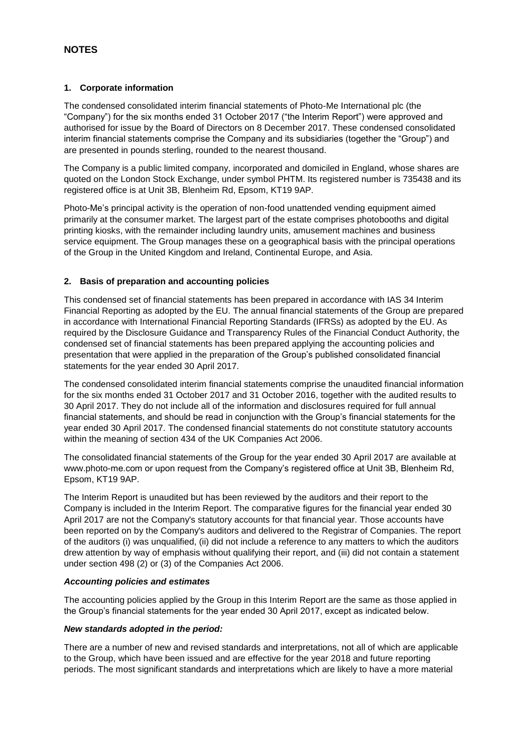# NOTES

## 1. Corporate information

The condensed consolidated interim financial statements of Photo-Me International plc (the "Company") for the six months ended 31 October 2017 ("the Interim Report") were approved and authorised for issue by the Board of Directors on 8 December 2017. These condensed consolidated interim financial statements comprise the Company and its subsidiaries (together the "Group") and are presented in pounds sterling, rounded to the nearest thousand.

The Company is a public limited company, incorporated and domiciled in England, whose shares are quoted on the London Stock Exchange, under symbol PHTM. Its registered number is 735438 and its registered office is at Unit 3B, Blenheim Rd, Epsom, KT19 9AP.

Photo-Me's principal activity is the operation of non-food unattended vending equipment aimed primarily at the consumer market. The largest part of the estate comprises photobooths and digital printing kiosks, with the remainder including laundry units, amusement machines and business service equipment. The Group manages these on a geographical basis with the principal operations of the Group in the United Kingdom and Ireland, Continental Europe, and Asia.

## 2. Basis of preparation and accounting policies

This condensed set of financial statements has been prepared in accordance with IAS 34 Interim Financial Reporting as adopted by the EU. The annual financial statements of the Group are prepared in accordance with International Financial Reporting Standards (IFRSs) as adopted by the EU. As required by the Disclosure Guidance and Transparency Rules of the Financial Conduct Authority, the condensed set of financial statements has been prepared applying the accounting policies and presentation that were applied in the preparation of the Group's published consolidated financial statements for the year ended 30 April 2017.

The condensed consolidated interim financial statements comprise the unaudited financial information for the six months ended 31 October 2017 and 31 October 2016, together with the audited results to 30 April 2017. They do not include all of the information and disclosures required for full annual financial statements, and should be read in conjunction with the Group's financial statements for the year ended 30 April 2017. The condensed financial statements do not constitute statutory accounts within the meaning of section 434 of the UK Companies Act 2006.

The consolidated financial statements of the Group for the year ended 30 April 2017 are available at www.photo-me.com or upon request from the Company's registered office at Unit 3B, Blenheim Rd, Epsom, KT19 9AP.

The Interim Report is unaudited but has been reviewed by the auditors and their report to the Company is included in the Interim Report. The comparative figures for the financial year ended 30 April 2017 are not the Company's statutory accounts for that financial year. Those accounts have been reported on by the Company's auditors and delivered to the Registrar of Companies. The report of the auditors (i) was unqualified, (ii) did not include a reference to any matters to which the auditors drew attention by way of emphasis without qualifying their report, and (iii) did not contain a statement under section 498 (2) or (3) of the Companies Act 2006.

***Accounting policies and estimates***

The accounting policies applied by the Group in this Interim Report are the same as those applied in the Group's financial statements for the year ended 30 April 2017, except as indicated below.

***New standards adopted in the period:***

There are a number of new and revised standards and interpretations, not all of which are applicable to the Group, which have been issued and are effective for the year 2018 and future reporting periods. The most significant standards and interpretations which are likely to have a more material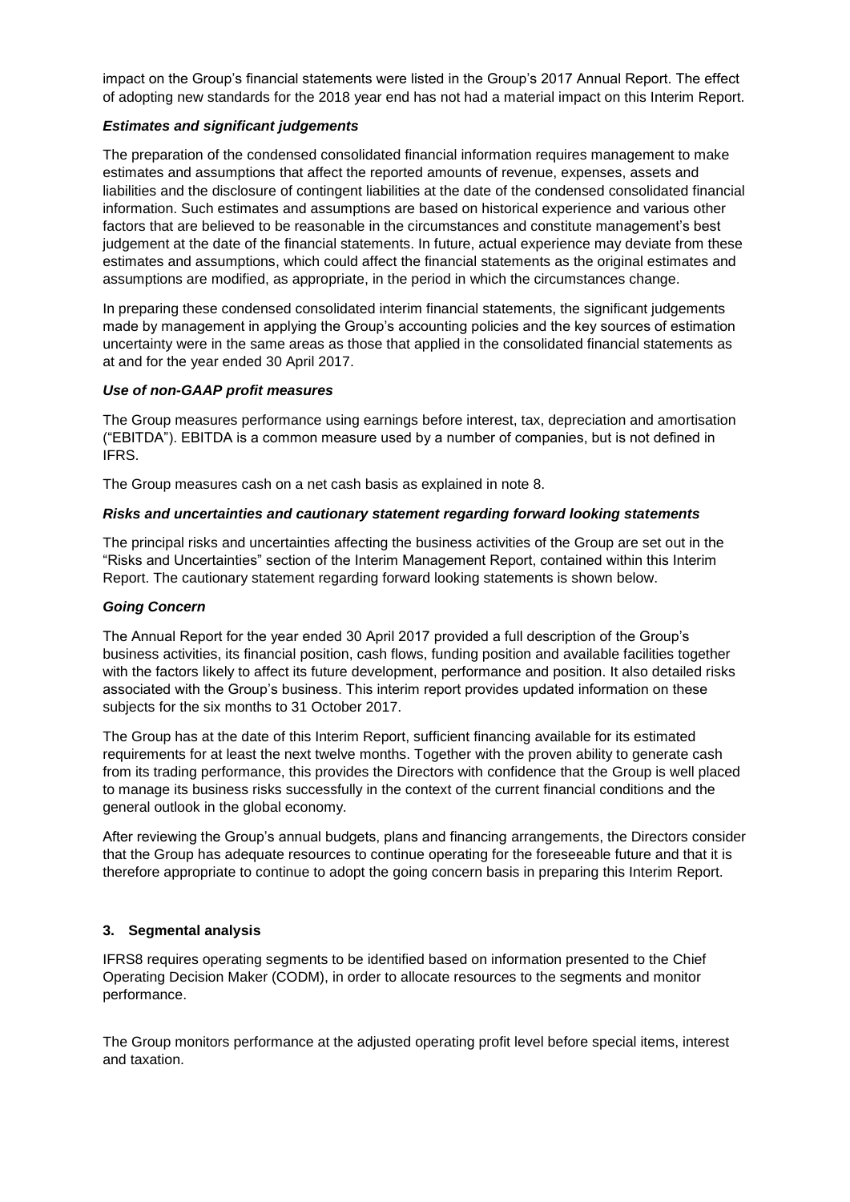impact on the Group's financial statements were listed in the Group's 2017 Annual Report. The effect of adopting new standards for the 2018 year end has not had a material impact on this Interim Report.

***Estimates and significant judgements***

The preparation of the condensed consolidated financial information requires management to make estimates and assumptions that affect the reported amounts of revenue, expenses, assets and liabilities and the disclosure of contingent liabilities at the date of the condensed consolidated financial information. Such estimates and assumptions are based on historical experience and various other factors that are believed to be reasonable in the circumstances and constitute management's best judgement at the date of the financial statements. In future, actual experience may deviate from these estimates and assumptions, which could affect the financial statements as the original estimates and assumptions are modified, as appropriate, in the period in which the circumstances change.

In preparing these condensed consolidated interim financial statements, the significant judgements made by management in applying the Group's accounting policies and the key sources of estimation uncertainty were in the same areas as those that applied in the consolidated financial statements as at and for the year ended 30 April 2017.

***Use of non-GAAP profit measures***

The Group measures performance using earnings before interest, tax, depreciation and amortisation ("EBITDA"). EBITDA is a common measure used by a number of companies, but is not defined in IFRS.

The Group measures cash on a net cash basis as explained in note 8.

***Risks and uncertainties and cautionary statement regarding forward looking statements***

The principal risks and uncertainties affecting the business activities of the Group are set out in the "Risks and Uncertainties" section of the Interim Management Report, contained within this Interim Report. The cautionary statement regarding forward looking statements is shown below.

***Going Concern***

The Annual Report for the year ended 30 April 2017 provided a full description of the Group's business activities, its financial position, cash flows, funding position and available facilities together with the factors likely to affect its future development, performance and position. It also detailed risks associated with the Group's business. This interim report provides updated information on these subjects for the six months to 31 October 2017.

The Group has at the date of this Interim Report, sufficient financing available for its estimated requirements for at least the next twelve months. Together with the proven ability to generate cash from its trading performance, this provides the Directors with confidence that the Group is well placed to manage its business risks successfully in the context of the current financial conditions and the general outlook in the global economy.

After reviewing the Group's annual budgets, plans and financing arrangements, the Directors consider that the Group has adequate resources to continue operating for the foreseeable future and that it is therefore appropriate to continue to adopt the going concern basis in preparing this Interim Report.

### 3. Segmental analysis

IFRS8 requires operating segments to be identified based on information presented to the Chief Operating Decision Maker (CODM), in order to allocate resources to the segments and monitor performance.

The Group monitors performance at the adjusted operating profit level before special items, interest and taxation.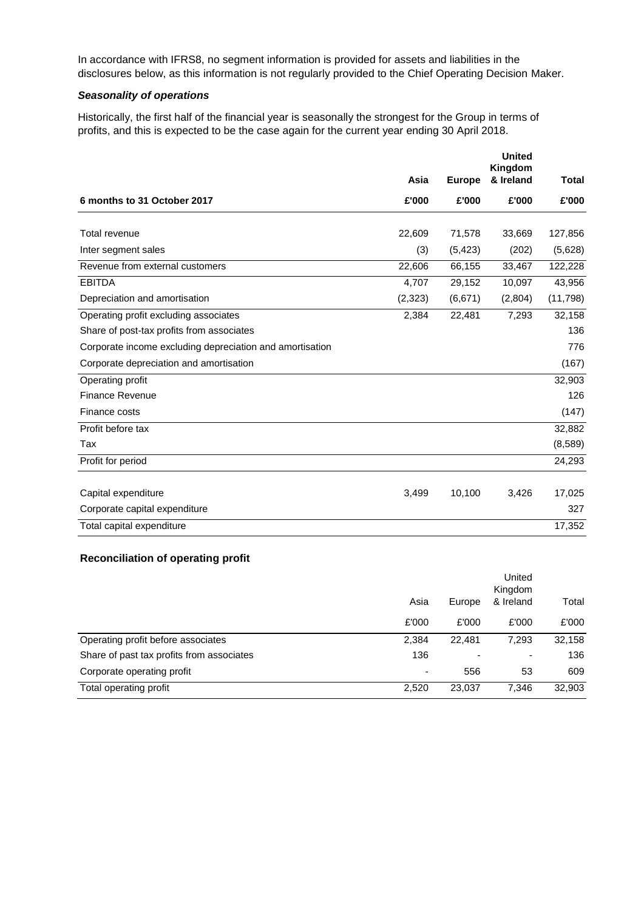In accordance with IFRS8, no segment information is provided for assets and liabilities in the disclosures below, as this information is not regularly provided to the Chief Operating Decision Maker.

### *Seasonality of operations*

Historically, the first half of the financial year is seasonally the strongest for the Group in terms of profits, and this is expected to be the case again for the current year ending 30 April 2018.

| | **Asia** | **Europe** | **United Kingdom & Ireland** | **Total** |
|---|---|---|---|---|
| **6 months to 31 October 2017** | **£'000** | **£'000** | **£'000** | **£'000** |
| Total revenue | 22,609 | 71,578 | 33,669 | 127,856 |
| Inter segment sales | (3) | (5,423) | (202) | (5,628) |
| Revenue from external customers | 22,606 | 66,155 | 33,467 | 122,228 |
| EBITDA | 4,707 | 29,152 | 10,097 | 43,956 |
| Depreciation and amortisation | (2,323) | (6,671) | (2,804) | (11,798) |
| Operating profit excluding associates | 2,384 | 22,481 | 7,293 | 32,158 |
| Share of post-tax profits from associates | | | | 136 |
| Corporate income excluding depreciation and amortisation | | | | 776 |
| Corporate depreciation and amortisation | | | | (167) |
| Operating profit | | | | 32,903 |
| Finance Revenue | | | | 126 |
| Finance costs | | | | (147) |
| Profit before tax | | | | 32,882 |
| Tax | | | | (8,589) |
| Profit for period | | | | 24,293 |
| | | | | |
| Capital expenditure | 3,499 | 10,100 | 3,426 | 17,025 |
| Corporate capital expenditure | | | | 327 |
| Total capital expenditure | | | | 17,352 |

### **Reconciliation of operating profit**

| | Asia | Europe | United Kingdom & Ireland | Total |
|---|---|---|---|---|
| | £'000 | £'000 | £'000 | £'000 |
| Operating profit before associates | 2,384 | 22,481 | 7,293 | 32,158 |
| Share of past tax profits from associates | 136 | - | - | 136 |
| Corporate operating profit | - | 556 | 53 | 609 |
| Total operating profit | 2,520 | 23,037 | 7,346 | 32,903 |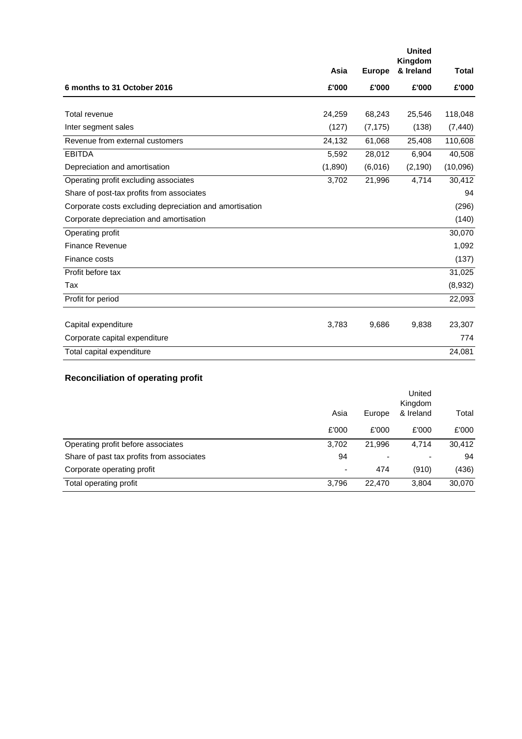| 6 months to 31 October 2016 | Asia<br>£'000 | Europe<br>£'000 | United Kingdom & Ireland<br>£'000 | Total<br>£'000 |
|---|---|---|---|---|
| Total revenue | 24,259 | 68,243 | 25,546 | 118,048 |
| Inter segment sales | (127) | (7,175) | (138) | (7,440) |
| Revenue from external customers | 24,132 | 61,068 | 25,408 | 110,608 |
| EBITDA | 5,592 | 28,012 | 6,904 | 40,508 |
| Depreciation and amortisation | (1,890) | (6,016) | (2,190) | (10,096) |
| Operating profit excluding associates | 3,702 | 21,996 | 4,714 | 30,412 |
| Share of post-tax profits from associates | | | | 94 |
| Corporate costs excluding depreciation and amortisation | | | | (296) |
| Corporate depreciation and amortisation | | | | (140) |
| Operating profit | | | | 30,070 |
| Finance Revenue | | | | 1,092 |
| Finance costs | | | | (137) |
| Profit before tax | | | | 31,025 |
| Tax | | | | (8,932) |
| Profit for period | | | | 22,093 |
| | | | | |
| Capital expenditure | 3,783 | 9,686 | 9,838 | 23,307 |
| Corporate capital expenditure | | | | 774 |
| Total capital expenditure | | | | 24,081 |

## Reconciliation of operating profit

| | Asia<br>£'000 | Europe<br>£'000 | United Kingdom & Ireland<br>£'000 | Total<br>£'000 |
|---|---|---|---|---|
| Operating profit before associates | 3,702 | 21,996 | 4,714 | 30,412 |
| Share of past tax profits from associates | 94 | - | - | 94 |
| Corporate operating profit | - | 474 | (910) | (436) |
| Total operating profit | 3,796 | 22,470 | 3,804 | 30,070 |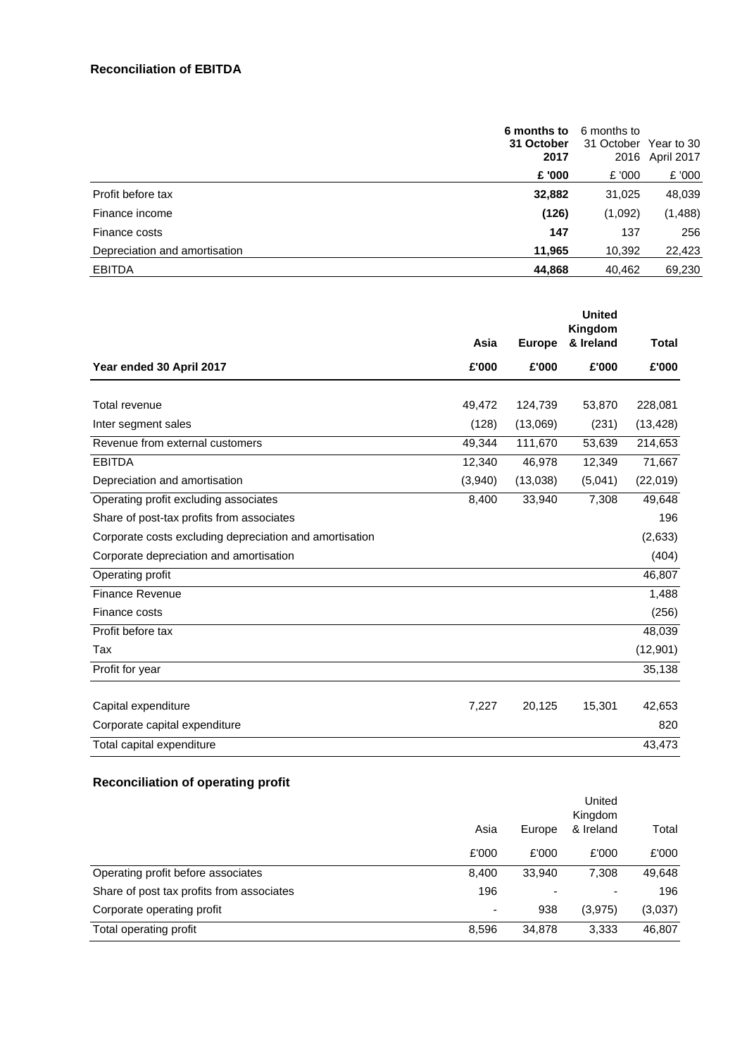**Reconciliation of EBITDA**

| | **6 months to 31 October 2017** | 6 months to 31 October 2016 | Year to 30 April 2017 |
|---|---|---|---|
| | **£ '000** | £ '000 | £ '000 |
| Profit before tax | **32,882** | 31,025 | 48,039 |
| Finance income | **(126)** | (1,092) | (1,488) |
| Finance costs | **147** | 137 | 256 |
| Depreciation and amortisation | **11,965** | 10,392 | 22,423 |
| EBITDA | **44,868** | 40,462 | 69,230 |

| | **Asia** | **Europe** | **United Kingdom & Ireland** | **Total** |
|---|---|---|---|---|
| **Year ended 30 April 2017** | **£'000** | **£'000** | **£'000** | **£'000** |
| Total revenue | 49,472 | 124,739 | 53,870 | 228,081 |
| Inter segment sales | (128) | (13,069) | (231) | (13,428) |
| Revenue from external customers | 49,344 | 111,670 | 53,639 | 214,653 |
| EBITDA | 12,340 | 46,978 | 12,349 | 71,667 |
| Depreciation and amortisation | (3,940) | (13,038) | (5,041) | (22,019) |
| Operating profit excluding associates | 8,400 | 33,940 | 7,308 | 49,648 |
| Share of post-tax profits from associates | | | | 196 |
| Corporate costs excluding depreciation and amortisation | | | | (2,633) |
| Corporate depreciation and amortisation | | | | (404) |
| Operating profit | | | | 46,807 |
| Finance Revenue | | | | 1,488 |
| Finance costs | | | | (256) |
| Profit before tax | | | | 48,039 |
| Tax | | | | (12,901) |
| Profit for year | | | | 35,138 |
| Capital expenditure | 7,227 | 20,125 | 15,301 | 42,653 |
| Corporate capital expenditure | | | | 820 |
| Total capital expenditure | | | | 43,473 |

**Reconciliation of operating profit**

| | Asia | Europe | United Kingdom & Ireland | Total |
|---|---|---|---|---|
| | £'000 | £'000 | £'000 | £'000 |
| Operating profit before associates | 8,400 | 33,940 | 7,308 | 49,648 |
| Share of post tax profits from associates | 196 | - | - | 196 |
| Corporate operating profit | - | 938 | (3,975) | (3,037) |
| Total operating profit | 8,596 | 34,878 | 3,333 | 46,807 |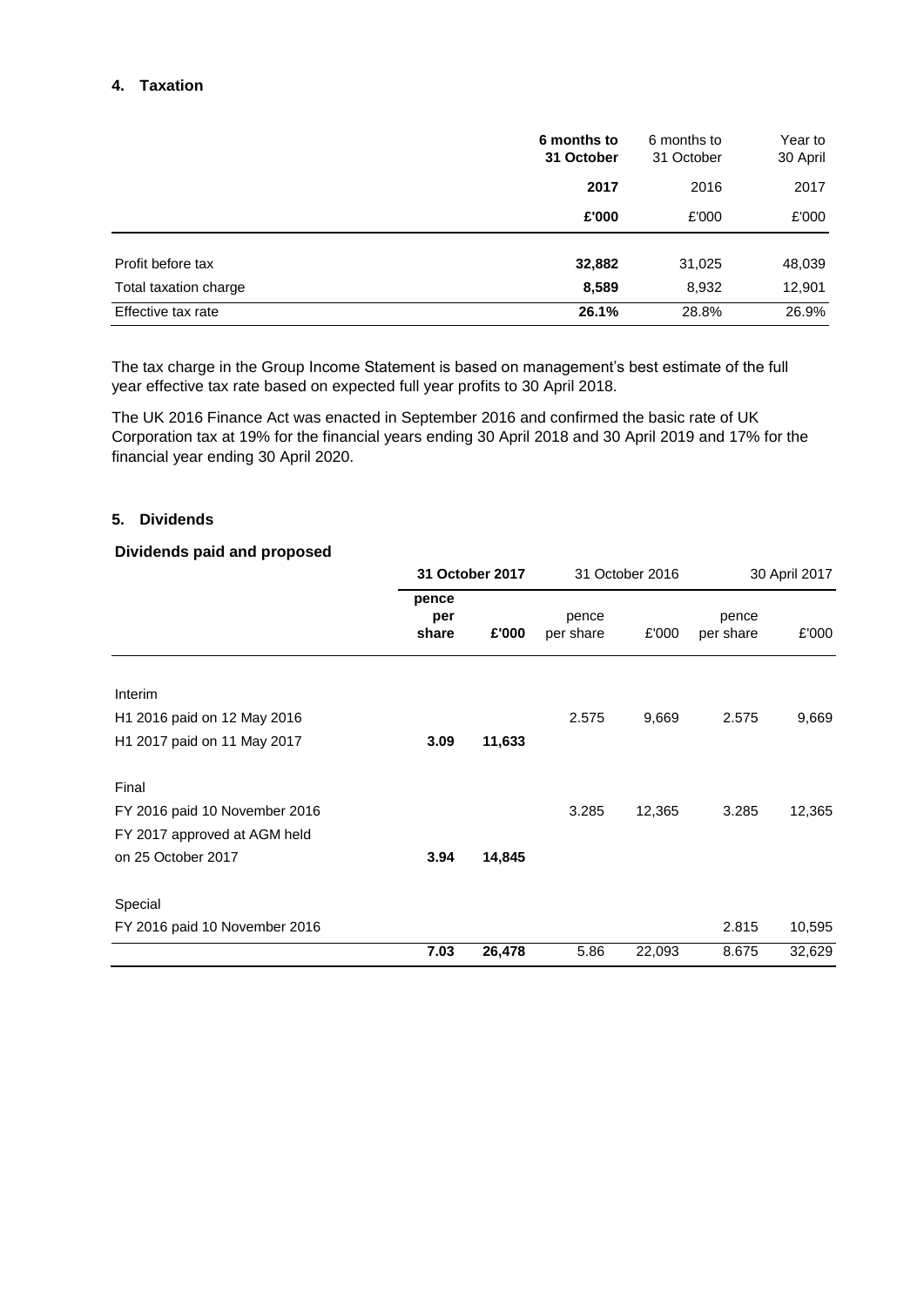## 4. Taxation

| | **6 months to 31 October** | 6 months to 31 October | Year to 30 April |
|---|---|---|---|
| | **2017** | 2016 | 2017 |
| | **£'000** | £'000 | £'000 |
| Profit before tax | **32,882** | 31,025 | 48,039 |
| Total taxation charge | **8,589** | 8,932 | 12,901 |
| Effective tax rate | **26.1%** | 28.8% | 26.9% |

The tax charge in the Group Income Statement is based on management's best estimate of the full year effective tax rate based on expected full year profits to 30 April 2018.

The UK 2016 Finance Act was enacted in September 2016 and confirmed the basic rate of UK Corporation tax at 19% for the financial years ending 30 April 2018 and 30 April 2019 and 17% for the financial year ending 30 April 2020.

## 5. Dividends

### Dividends paid and proposed

| | **31 October 2017** | | 31 October 2016 | | 30 April 2017 | |
|---|---|---|---|---|---|---|
| | **pence per share** | **£'000** | pence per share | £'000 | pence per share | £'000 |
| Interim | | | | | | |
| H1 2016 paid on 12 May 2016 | | | 2.575 | 9,669 | 2.575 | 9,669 |
| H1 2017 paid on 11 May 2017 | **3.09** | **11,633** | | | | |
| Final | | | | | | |
| FY 2016 paid 10 November 2016 | | | 3.285 | 12,365 | 3.285 | 12,365 |
| FY 2017 approved at AGM held on 25 October 2017 | **3.94** | **14,845** | | | | |
| Special | | | | | | |
| FY 2016 paid 10 November 2016 | | | | | 2.815 | 10,595 |
| | **7.03** | **26,478** | 5.86 | 22,093 | 8.675 | 32,629 |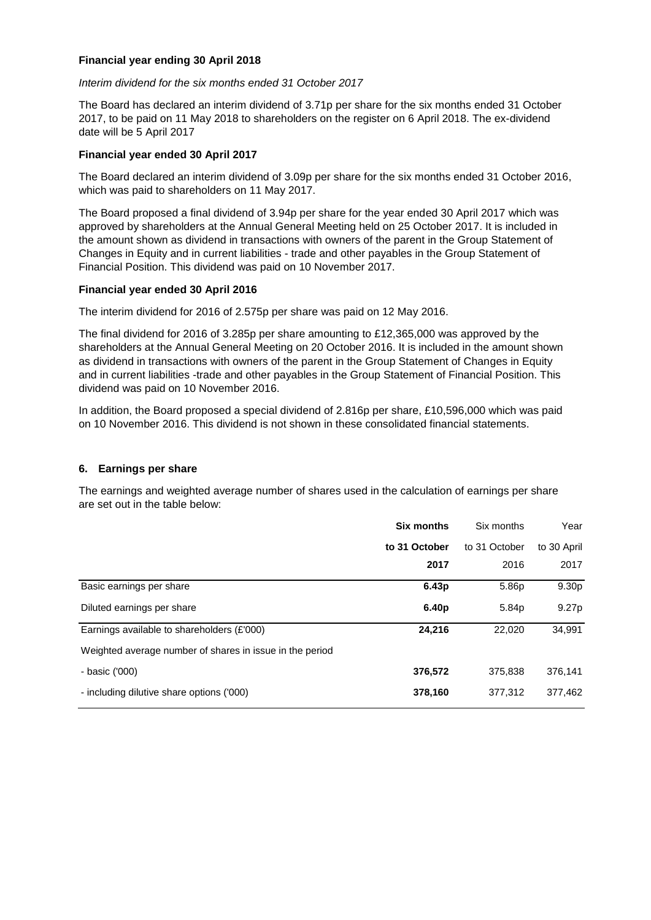**Financial year ending 30 April 2018**

*Interim dividend for the six months ended 31 October 2017*

The Board has declared an interim dividend of 3.71p per share for the six months ended 31 October 2017, to be paid on 11 May 2018 to shareholders on the register on 6 April 2018. The ex-dividend date will be 5 April 2017

**Financial year ended 30 April 2017**

The Board declared an interim dividend of 3.09p per share for the six months ended 31 October 2016, which was paid to shareholders on 11 May 2017.

The Board proposed a final dividend of 3.94p per share for the year ended 30 April 2017 which was approved by shareholders at the Annual General Meeting held on 25 October 2017. It is included in the amount shown as dividend in transactions with owners of the parent in the Group Statement of Changes in Equity and in current liabilities - trade and other payables in the Group Statement of Financial Position. This dividend was paid on 10 November 2017.

**Financial year ended 30 April 2016**

The interim dividend for 2016 of 2.575p per share was paid on 12 May 2016.

The final dividend for 2016 of 3.285p per share amounting to £12,365,000 was approved by the shareholders at the Annual General Meeting on 20 October 2016. It is included in the amount shown as dividend in transactions with owners of the parent in the Group Statement of Changes in Equity and in current liabilities -trade and other payables in the Group Statement of Financial Position. This dividend was paid on 10 November 2016.

In addition, the Board proposed a special dividend of 2.816p per share, £10,596,000 which was paid on 10 November 2016. This dividend is not shown in these consolidated financial statements.

### 6. Earnings per share

The earnings and weighted average number of shares used in the calculation of earnings per share are set out in the table below:

| | **Six months to 31 October 2017** | Six months to 31 October 2016 | Year to 30 April 2017 |
|---|---|---|---|
| Basic earnings per share | **6.43p** | 5.86p | 9.30p |
| Diluted earnings per share | **6.40p** | 5.84p | 9.27p |
| Earnings available to shareholders (£'000) | **24,216** | 22,020 | 34,991 |
| Weighted average number of shares in issue in the period | | | |
| - basic ('000) | **376,572** | 375,838 | 376,141 |
| - including dilutive share options ('000) | **378,160** | 377,312 | 377,462 |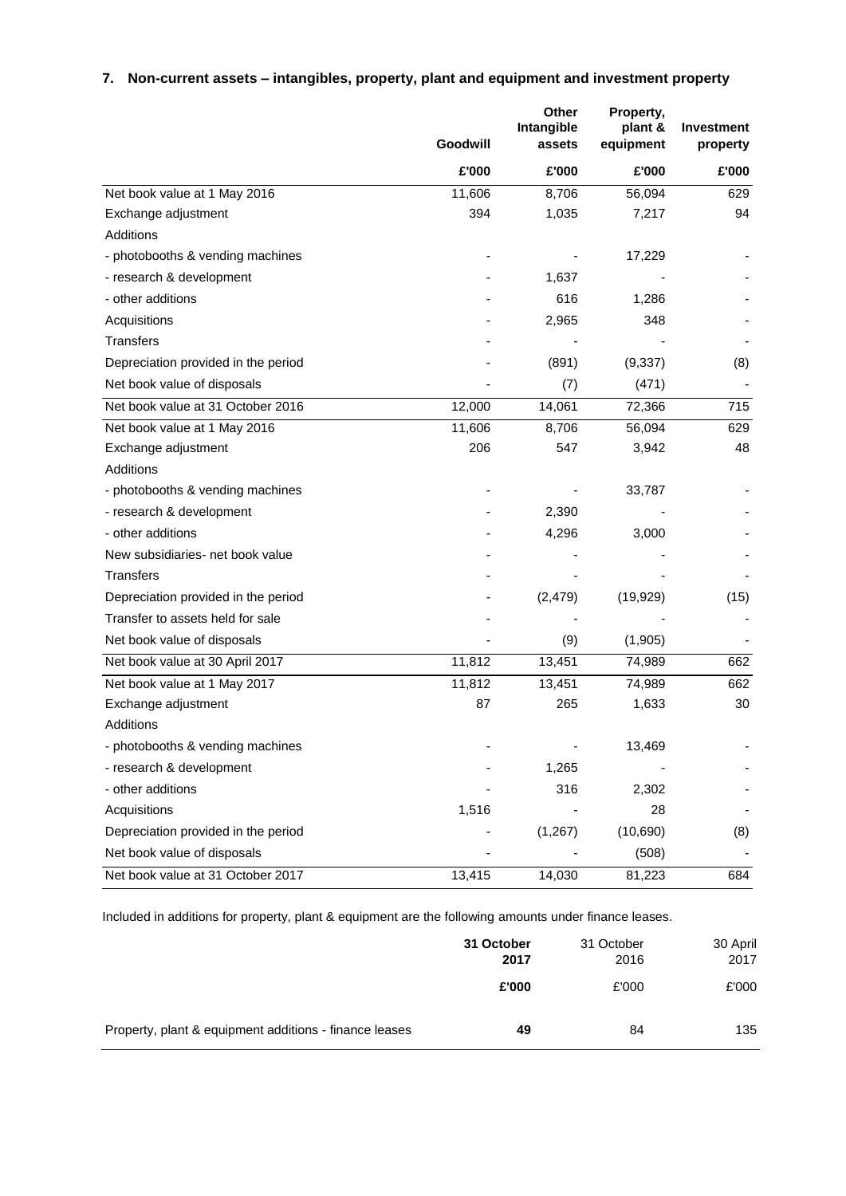## 7. Non-current assets – intangibles, property, plant and equipment and investment property

| | Goodwill | Other Intangible assets | Property, plant & equipment | Investment property |
|---|---|---|---|---|
| | £'000 | £'000 | £'000 | £'000 |
| Net book value at 1 May 2016 | 11,606 | 8,706 | 56,094 | 629 |
| Exchange adjustment | 394 | 1,035 | 7,217 | 94 |
| Additions | | | | |
| - photobooths & vending machines | - | - | 17,229 | - |
| - research & development | - | 1,637 | - | - |
| - other additions | - | 616 | 1,286 | - |
| Acquisitions | - | 2,965 | 348 | - |
| Transfers | - | - | - | - |
| Depreciation provided in the period | - | (891) | (9,337) | (8) |
| Net book value of disposals | - | (7) | (471) | - |
| Net book value at 31 October 2016 | 12,000 | 14,061 | 72,366 | 715 |
| Net book value at 1 May 2016 | 11,606 | 8,706 | 56,094 | 629 |
| Exchange adjustment | 206 | 547 | 3,942 | 48 |
| Additions | | | | |
| - photobooths & vending machines | - | - | 33,787 | - |
| - research & development | - | 2,390 | - | - |
| - other additions | - | 4,296 | 3,000 | - |
| New subsidiaries- net book value | - | - | - | - |
| Transfers | - | - | - | - |
| Depreciation provided in the period | - | (2,479) | (19,929) | (15) |
| Transfer to assets held for sale | - | - | - | - |
| Net book value of disposals | - | (9) | (1,905) | - |
| Net book value at 30 April 2017 | 11,812 | 13,451 | 74,989 | 662 |
| Net book value at 1 May 2017 | 11,812 | 13,451 | 74,989 | 662 |
| Exchange adjustment | 87 | 265 | 1,633 | 30 |
| Additions | | | | |
| - photobooths & vending machines | - | - | 13,469 | - |
| - research & development | - | 1,265 | - | - |
| - other additions | - | 316 | 2,302 | - |
| Acquisitions | 1,516 | - | 28 | - |
| Depreciation provided in the period | - | (1,267) | (10,690) | (8) |
| Net book value of disposals | - | - | (508) | - |
| Net book value at 31 October 2017 | 13,415 | 14,030 | 81,223 | 684 |

Included in additions for property, plant & equipment are the following amounts under finance leases.

| | **31 October 2017** | 31 October 2016 | 30 April 2017 |
|---|---|---|---|
| | **£'000** | £'000 | £'000 |
| Property, plant & equipment additions - finance leases | **49** | 84 | 135 |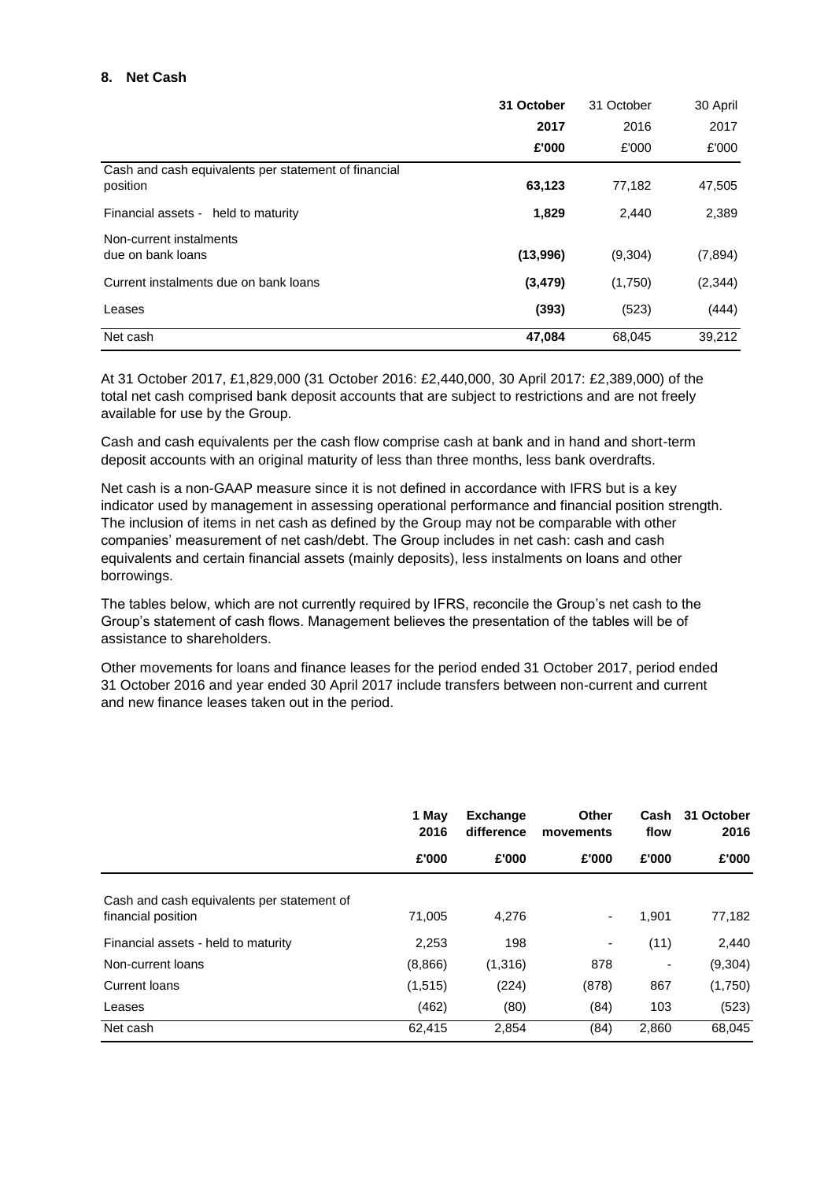## 8. Net Cash

| | **31 October 2017** | 31 October 2016 | 30 April 2017 |
|---|---|---|---|
| | **£'000** | £'000 | £'000 |
| Cash and cash equivalents per statement of financial position | **63,123** | 77,182 | 47,505 |
| Financial assets - held to maturity | **1,829** | 2,440 | 2,389 |
| Non-current instalments due on bank loans | **(13,996)** | (9,304) | (7,894) |
| Current instalments due on bank loans | **(3,479)** | (1,750) | (2,344) |
| Leases | **(393)** | (523) | (444) |
| Net cash | **47,084** | 68,045 | 39,212 |

At 31 October 2017, £1,829,000 (31 October 2016: £2,440,000, 30 April 2017: £2,389,000) of the total net cash comprised bank deposit accounts that are subject to restrictions and are not freely available for use by the Group.

Cash and cash equivalents per the cash flow comprise cash at bank and in hand and short-term deposit accounts with an original maturity of less than three months, less bank overdrafts.

Net cash is a non-GAAP measure since it is not defined in accordance with IFRS but is a key indicator used by management in assessing operational performance and financial position strength. The inclusion of items in net cash as defined by the Group may not be comparable with other companies' measurement of net cash/debt. The Group includes in net cash: cash and cash equivalents and certain financial assets (mainly deposits), less instalments on loans and other borrowings.

The tables below, which are not currently required by IFRS, reconcile the Group's net cash to the Group's statement of cash flows. Management believes the presentation of the tables will be of assistance to shareholders.

Other movements for loans and finance leases for the period ended 31 October 2017, period ended 31 October 2016 and year ended 30 April 2017 include transfers between non-current and current and new finance leases taken out in the period.

| | **1 May 2016** | **Exchange difference** | **Other movements** | **Cash flow** | **31 October 2016** |
|---|---|---|---|---|---|
| | **£'000** | **£'000** | **£'000** | **£'000** | **£'000** |
| Cash and cash equivalents per statement of financial position | 71,005 | 4,276 | - | 1,901 | 77,182 |
| Financial assets - held to maturity | 2,253 | 198 | - | (11) | 2,440 |
| Non-current loans | (8,866) | (1,316) | 878 | - | (9,304) |
| Current loans | (1,515) | (224) | (878) | 867 | (1,750) |
| Leases | (462) | (80) | (84) | 103 | (523) |
| Net cash | 62,415 | 2,854 | (84) | 2,860 | 68,045 |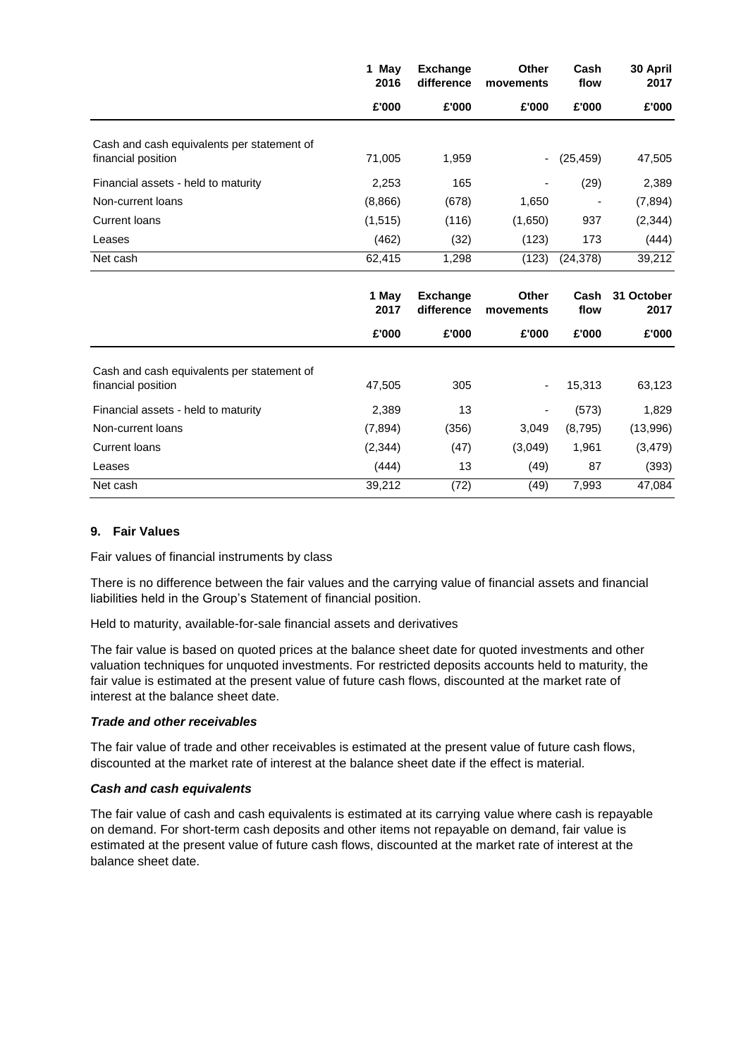| | 1 May 2016 | Exchange difference | Other movements | Cash flow | 30 April 2017 |
|---|---|---|---|---|---|
| | £'000 | £'000 | £'000 | £'000 | £'000 |
| Cash and cash equivalents per statement of financial position | 71,005 | 1,959 | - | (25,459) | 47,505 |
| Financial assets - held to maturity | 2,253 | 165 | - | (29) | 2,389 |
| Non-current loans | (8,866) | (678) | 1,650 | - | (7,894) |
| Current loans | (1,515) | (116) | (1,650) | 937 | (2,344) |
| Leases | (462) | (32) | (123) | 173 | (444) |
| Net cash | 62,415 | 1,298 | (123) | (24,378) | 39,212 |

| | 1 May 2017 | Exchange difference | Other movements | Cash flow | 31 October 2017 |
|---|---|---|---|---|---|
| | £'000 | £'000 | £'000 | £'000 | £'000 |
| Cash and cash equivalents per statement of financial position | 47,505 | 305 | - | 15,313 | 63,123 |
| Financial assets - held to maturity | 2,389 | 13 | - | (573) | 1,829 |
| Non-current loans | (7,894) | (356) | 3,049 | (8,795) | (13,996) |
| Current loans | (2,344) | (47) | (3,049) | 1,961 | (3,479) |
| Leases | (444) | 13 | (49) | 87 | (393) |
| Net cash | 39,212 | (72) | (49) | 7,993 | 47,084 |

## 9. Fair Values

Fair values of financial instruments by class

There is no difference between the fair values and the carrying value of financial assets and financial liabilities held in the Group's Statement of financial position.

Held to maturity, available-for-sale financial assets and derivatives

The fair value is based on quoted prices at the balance sheet date for quoted investments and other valuation techniques for unquoted investments. For restricted deposits accounts held to maturity, the fair value is estimated at the present value of future cash flows, discounted at the market rate of interest at the balance sheet date.

***Trade and other receivables***

The fair value of trade and other receivables is estimated at the present value of future cash flows, discounted at the market rate of interest at the balance sheet date if the effect is material.

***Cash and cash equivalents***

The fair value of cash and cash equivalents is estimated at its carrying value where cash is repayable on demand. For short-term cash deposits and other items not repayable on demand, fair value is estimated at the present value of future cash flows, discounted at the market rate of interest at the balance sheet date.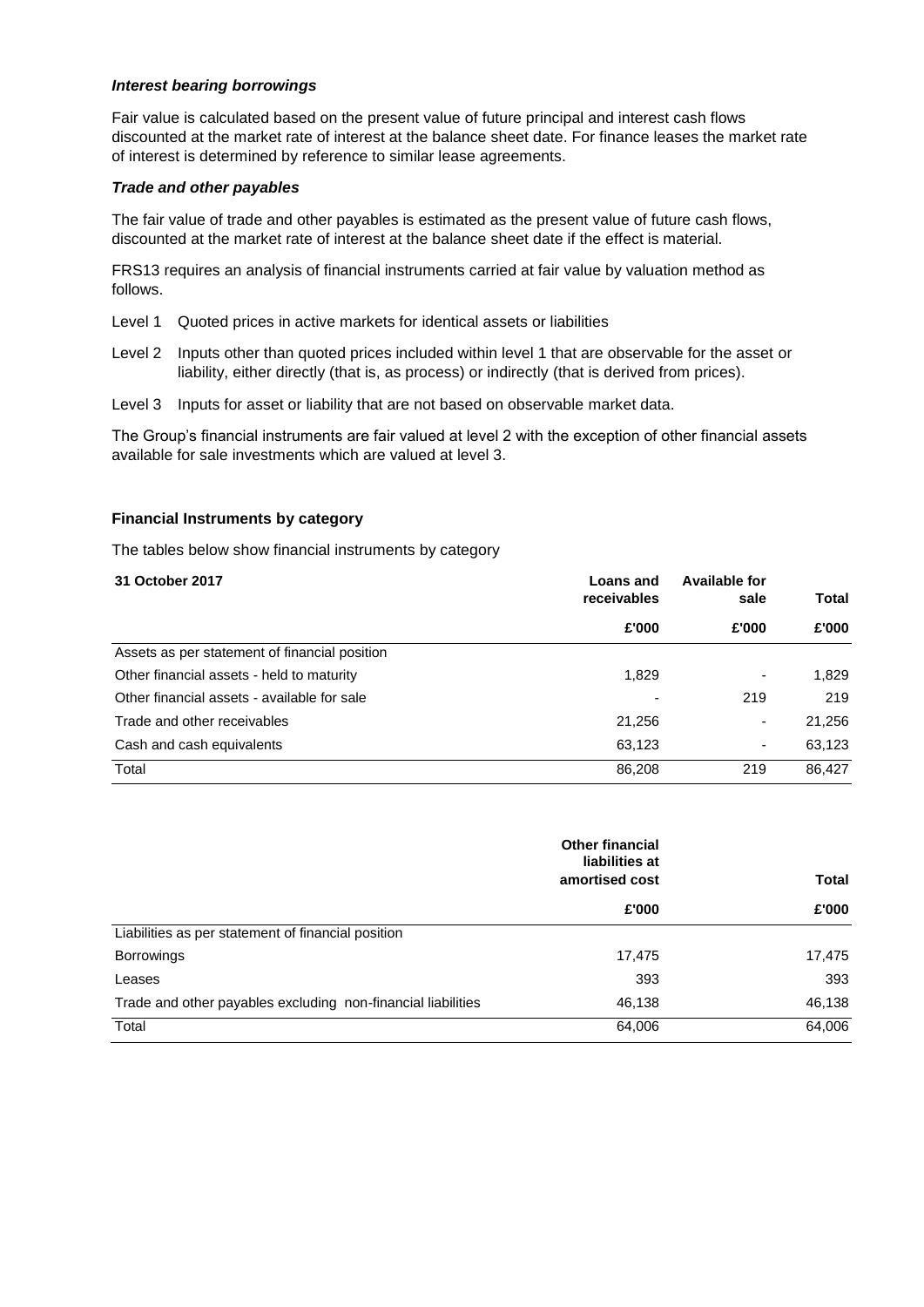***Interest bearing borrowings***

Fair value is calculated based on the present value of future principal and interest cash flows discounted at the market rate of interest at the balance sheet date. For finance leases the market rate of interest is determined by reference to similar lease agreements.

***Trade and other payables***

The fair value of trade and other payables is estimated as the present value of future cash flows, discounted at the market rate of interest at the balance sheet date if the effect is material.

FRS13 requires an analysis of financial instruments carried at fair value by valuation method as follows.

Level 1 Quoted prices in active markets for identical assets or liabilities

Level 2 Inputs other than quoted prices included within level 1 that are observable for the asset or liability, either directly (that is, as process) or indirectly (that is derived from prices).

Level 3 Inputs for asset or liability that are not based on observable market data.

The Group's financial instruments are fair valued at level 2 with the exception of other financial assets available for sale investments which are valued at level 3.

**Financial Instruments by category**

The tables below show financial instruments by category

| **31 October 2017** | **Loans and receivables** | **Available for sale** | **Total** |
|---|---|---|---|
| | **£'000** | **£'000** | **£'000** |
| Assets as per statement of financial position | | | |
| Other financial assets - held to maturity | 1,829 | - | 1,829 |
| Other financial assets - available for sale | - | 219 | 219 |
| Trade and other receivables | 21,256 | - | 21,256 |
| Cash and cash equivalents | 63,123 | - | 63,123 |
| Total | 86,208 | 219 | 86,427 |

| | **Other financial liabilities at amortised cost** | **Total** |
|---|---|---|
| | **£'000** | **£'000** |
| Liabilities as per statement of financial position | | |
| Borrowings | 17,475 | 17,475 |
| Leases | 393 | 393 |
| Trade and other payables excluding non-financial liabilities | 46,138 | 46,138 |
| Total | 64,006 | 64,006 |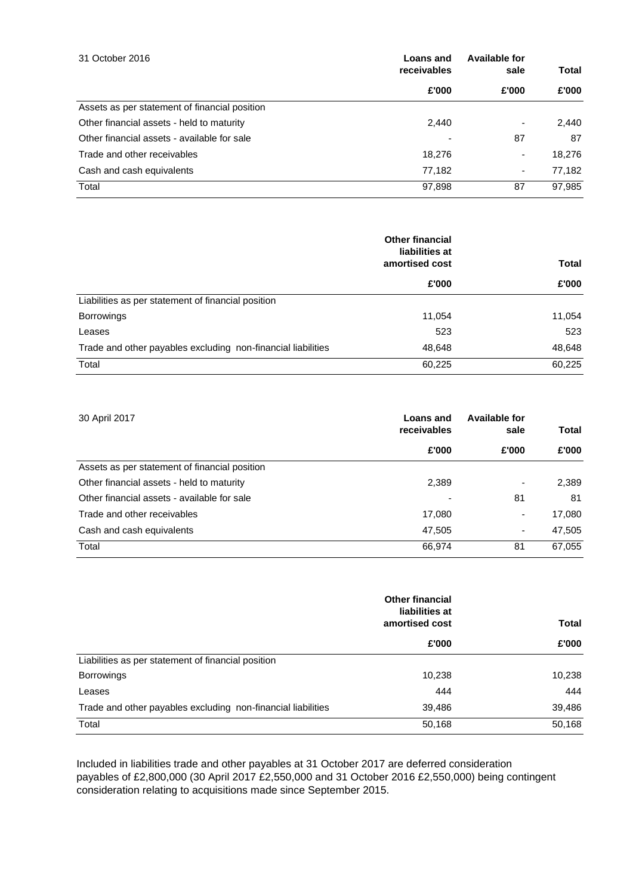| 31 October 2016 | Loans and receivables | Available for sale | Total |
|---|---|---|---|
| | £'000 | £'000 | £'000 |
| Assets as per statement of financial position | | | |
| Other financial assets - held to maturity | 2,440 | - | 2,440 |
| Other financial assets - available for sale | - | 87 | 87 |
| Trade and other receivables | 18,276 | - | 18,276 |
| Cash and cash equivalents | 77,182 | - | 77,182 |
| Total | 97,898 | 87 | 97,985 |

| | Other financial liabilities at amortised cost | Total |
|---|---|---|
| | £'000 | £'000 |
| Liabilities as per statement of financial position | | |
| Borrowings | 11,054 | 11,054 |
| Leases | 523 | 523 |
| Trade and other payables excluding non-financial liabilities | 48,648 | 48,648 |
| Total | 60,225 | 60,225 |

| 30 April 2017 | Loans and receivables | Available for sale | Total |
|---|---|---|---|
| | £'000 | £'000 | £'000 |
| Assets as per statement of financial position | | | |
| Other financial assets - held to maturity | 2,389 | - | 2,389 |
| Other financial assets - available for sale | - | 81 | 81 |
| Trade and other receivables | 17,080 | - | 17,080 |
| Cash and cash equivalents | 47,505 | - | 47,505 |
| Total | 66,974 | 81 | 67,055 |

| | Other financial liabilities at amortised cost | Total |
|---|---|---|
| | £'000 | £'000 |
| Liabilities as per statement of financial position | | |
| Borrowings | 10,238 | 10,238 |
| Leases | 444 | 444 |
| Trade and other payables excluding non-financial liabilities | 39,486 | 39,486 |
| Total | 50,168 | 50,168 |

Included in liabilities trade and other payables at 31 October 2017 are deferred consideration payables of £2,800,000 (30 April 2017 £2,550,000 and 31 October 2016 £2,550,000) being contingent consideration relating to acquisitions made since September 2015.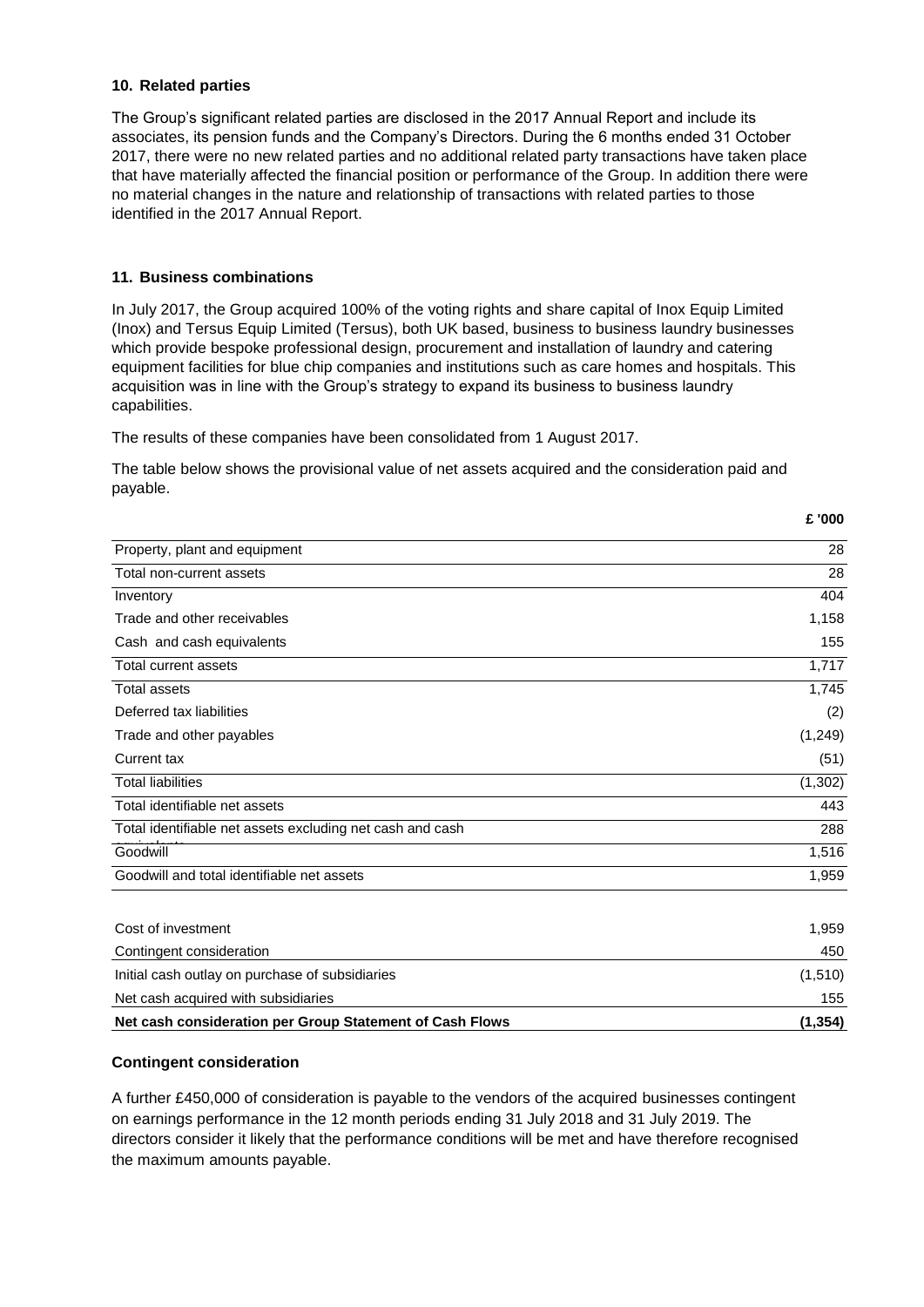## 10. Related parties

The Group's significant related parties are disclosed in the 2017 Annual Report and include its associates, its pension funds and the Company's Directors. During the 6 months ended 31 October 2017, there were no new related parties and no additional related party transactions have taken place that have materially affected the financial position or performance of the Group. In addition there were no material changes in the nature and relationship of transactions with related parties to those identified in the 2017 Annual Report.

## 11. Business combinations

In July 2017, the Group acquired 100% of the voting rights and share capital of Inox Equip Limited (Inox) and Tersus Equip Limited (Tersus), both UK based, business to business laundry businesses which provide bespoke professional design, procurement and installation of laundry and catering equipment facilities for blue chip companies and institutions such as care homes and hospitals. This acquisition was in line with the Group's strategy to expand its business to business laundry capabilities.

The results of these companies have been consolidated from 1 August 2017.

The table below shows the provisional value of net assets acquired and the consideration paid and payable.

| | £ '000 |
|---|---|
| Property, plant and equipment | 28 |
| Total non-current assets | 28 |
| Inventory | 404 |
| Trade and other receivables | 1,158 |
| Cash and cash equivalents | 155 |
| Total current assets | 1,717 |
| Total assets | 1,745 |
| Deferred tax liabilities | (2) |
| Trade and other payables | (1,249) |
| Current tax | (51) |
| Total liabilities | (1,302) |
| Total identifiable net assets | 443 |
| Total identifiable net assets excluding net cash and cash equivalents | 288 |
| Goodwill | 1,516 |
| Goodwill and total identifiable net assets | 1,959 |
| | |
| Cost of investment | 1,959 |
| Contingent consideration | 450 |
| Initial cash outlay on purchase of subsidiaries | (1,510) |
| Net cash acquired with subsidiaries | 155 |
| **Net cash consideration per Group Statement of Cash Flows** | **(1,354)** |

### Contingent consideration

A further £450,000 of consideration is payable to the vendors of the acquired businesses contingent on earnings performance in the 12 month periods ending 31 July 2018 and 31 July 2019. The directors consider it likely that the performance conditions will be met and have therefore recognised the maximum amounts payable.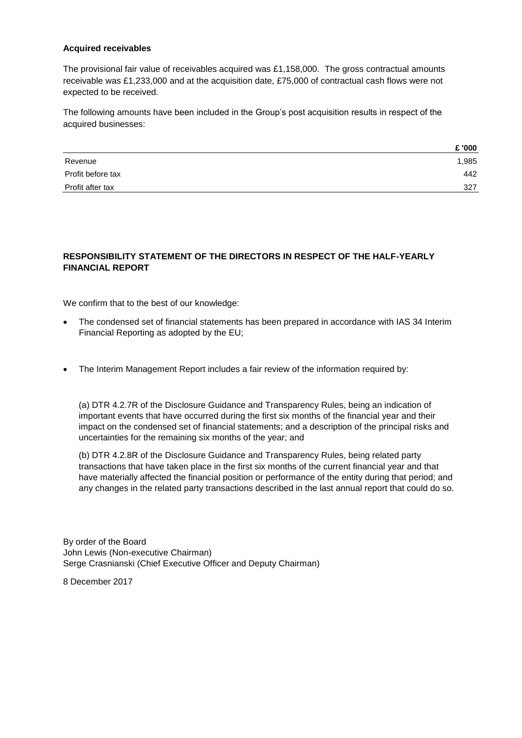**Acquired receivables**

The provisional fair value of receivables acquired was £1,158,000. The gross contractual amounts receivable was £1,233,000 and at the acquisition date, £75,000 of contractual cash flows were not expected to be received.

The following amounts have been included in the Group's post acquisition results in respect of the acquired businesses:

| | £ '000 |
|---|---|
| Revenue | 1,985 |
| Profit before tax | 442 |
| Profit after tax | 327 |

**RESPONSIBILITY STATEMENT OF THE DIRECTORS IN RESPECT OF THE HALF-YEARLY FINANCIAL REPORT**

We confirm that to the best of our knowledge:

- The condensed set of financial statements has been prepared in accordance with IAS 34 Interim Financial Reporting as adopted by the EU;
- The Interim Management Report includes a fair review of the information required by:

  (a) DTR 4.2.7R of the Disclosure Guidance and Transparency Rules, being an indication of important events that have occurred during the first six months of the financial year and their impact on the condensed set of financial statements; and a description of the principal risks and uncertainties for the remaining six months of the year; and

  (b) DTR 4.2.8R of the Disclosure Guidance and Transparency Rules, being related party transactions that have taken place in the first six months of the current financial year and that have materially affected the financial position or performance of the entity during that period; and any changes in the related party transactions described in the last annual report that could do so.

By order of the Board
John Lewis (Non-executive Chairman)
Serge Crasnianski (Chief Executive Officer and Deputy Chairman)

8 December 2017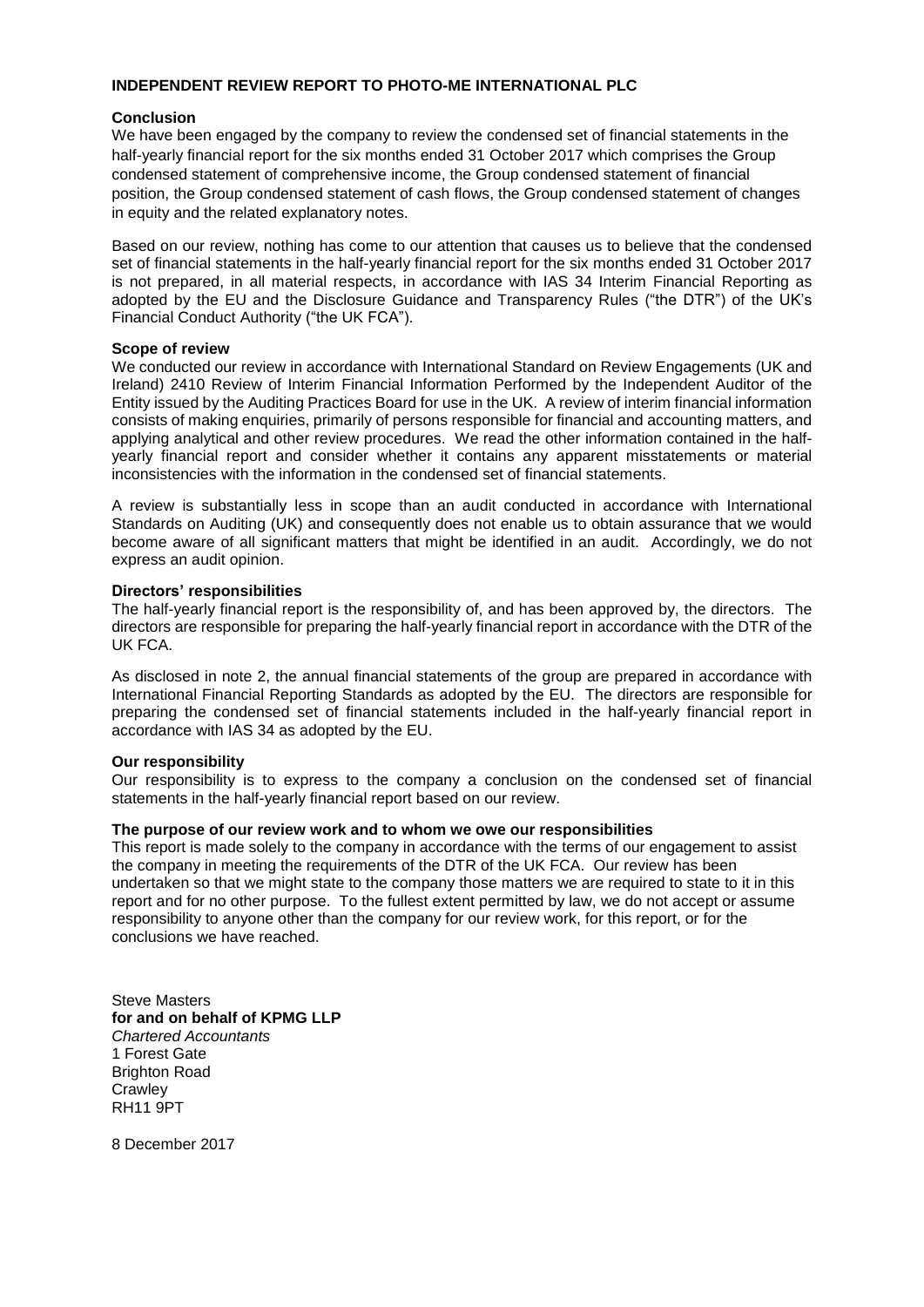# INDEPENDENT REVIEW REPORT TO PHOTO-ME INTERNATIONAL PLC

## Conclusion

We have been engaged by the company to review the condensed set of financial statements in the half-yearly financial report for the six months ended 31 October 2017 which comprises the Group condensed statement of comprehensive income, the Group condensed statement of financial position, the Group condensed statement of cash flows, the Group condensed statement of changes in equity and the related explanatory notes.

Based on our review, nothing has come to our attention that causes us to believe that the condensed set of financial statements in the half-yearly financial report for the six months ended 31 October 2017 is not prepared, in all material respects, in accordance with IAS 34 Interim Financial Reporting as adopted by the EU and the Disclosure Guidance and Transparency Rules ("the DTR") of the UK's Financial Conduct Authority ("the UK FCA").

## Scope of review

We conducted our review in accordance with International Standard on Review Engagements (UK and Ireland) 2410 Review of Interim Financial Information Performed by the Independent Auditor of the Entity issued by the Auditing Practices Board for use in the UK. A review of interim financial information consists of making enquiries, primarily of persons responsible for financial and accounting matters, and applying analytical and other review procedures. We read the other information contained in the half-yearly financial report and consider whether it contains any apparent misstatements or material inconsistencies with the information in the condensed set of financial statements.

A review is substantially less in scope than an audit conducted in accordance with International Standards on Auditing (UK) and consequently does not enable us to obtain assurance that we would become aware of all significant matters that might be identified in an audit. Accordingly, we do not express an audit opinion.

## Directors' responsibilities

The half-yearly financial report is the responsibility of, and has been approved by, the directors. The directors are responsible for preparing the half-yearly financial report in accordance with the DTR of the UK FCA.

As disclosed in note 2, the annual financial statements of the group are prepared in accordance with International Financial Reporting Standards as adopted by the EU. The directors are responsible for preparing the condensed set of financial statements included in the half-yearly financial report in accordance with IAS 34 as adopted by the EU.

## Our responsibility

Our responsibility is to express to the company a conclusion on the condensed set of financial statements in the half-yearly financial report based on our review.

## The purpose of our review work and to whom we owe our responsibilities

This report is made solely to the company in accordance with the terms of our engagement to assist the company in meeting the requirements of the DTR of the UK FCA. Our review has been undertaken so that we might state to the company those matters we are required to state to it in this report and for no other purpose. To the fullest extent permitted by law, we do not accept or assume responsibility to anyone other than the company for our review work, for this report, or for the conclusions we have reached.

Steve Masters  
**for and on behalf of KPMG LLP**  
*Chartered Accountants*  
1 Forest Gate  
Brighton Road  
Crawley  
RH11 9PT

8 December 2017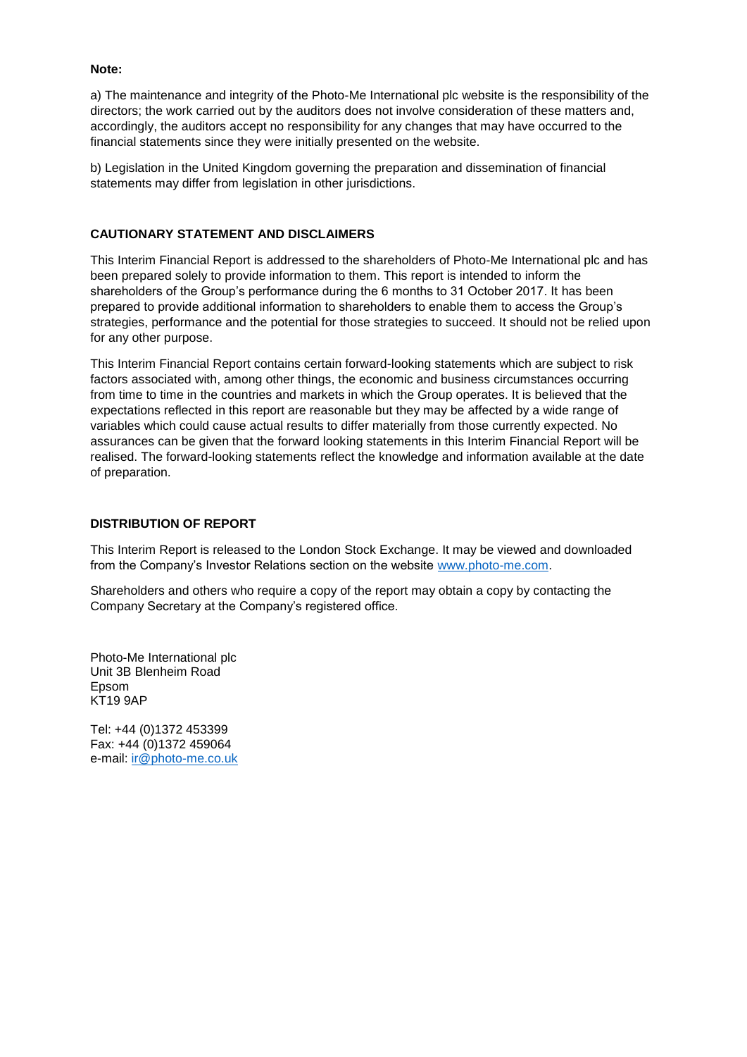**Note:**

a) The maintenance and integrity of the Photo-Me International plc website is the responsibility of the directors; the work carried out by the auditors does not involve consideration of these matters and, accordingly, the auditors accept no responsibility for any changes that may have occurred to the financial statements since they were initially presented on the website.

b) Legislation in the United Kingdom governing the preparation and dissemination of financial statements may differ from legislation in other jurisdictions.

## CAUTIONARY STATEMENT AND DISCLAIMERS

This Interim Financial Report is addressed to the shareholders of Photo-Me International plc and has been prepared solely to provide information to them. This report is intended to inform the shareholders of the Group's performance during the 6 months to 31 October 2017. It has been prepared to provide additional information to shareholders to enable them to access the Group's strategies, performance and the potential for those strategies to succeed. It should not be relied upon for any other purpose.

This Interim Financial Report contains certain forward-looking statements which are subject to risk factors associated with, among other things, the economic and business circumstances occurring from time to time in the countries and markets in which the Group operates. It is believed that the expectations reflected in this report are reasonable but they may be affected by a wide range of variables which could cause actual results to differ materially from those currently expected. No assurances can be given that the forward looking statements in this Interim Financial Report will be realised. The forward-looking statements reflect the knowledge and information available at the date of preparation.

## DISTRIBUTION OF REPORT

This Interim Report is released to the London Stock Exchange. It may be viewed and downloaded from the Company's Investor Relations section on the website www.photo-me.com.

Shareholders and others who require a copy of the report may obtain a copy by contacting the Company Secretary at the Company's registered office.

Photo-Me International plc
Unit 3B Blenheim Road
Epsom
KT19 9AP

Tel: +44 (0)1372 453399
Fax: +44 (0)1372 459064
e-mail: ir@photo-me.co.uk